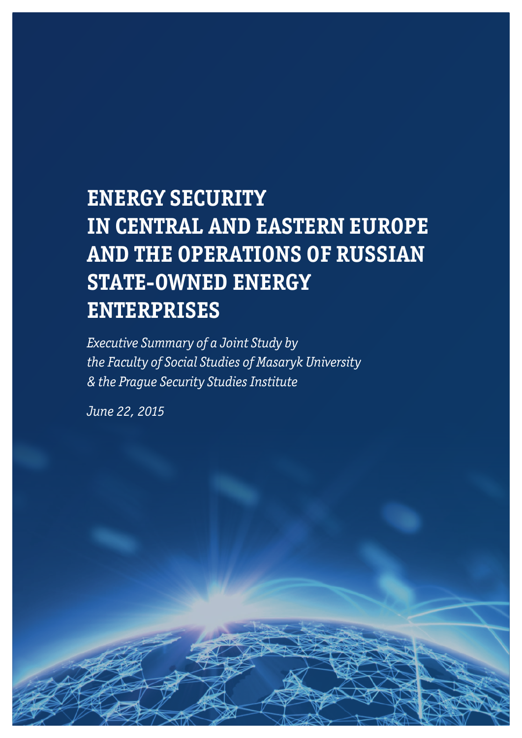# ENERGY SECURITY IN CENTRAL AND EASTERN EUROPE AND THE OPERATIONS OF RUSSIAN STATE-OWNED ENERGY ENTERPRISES

*Executive Summary of a Joint Study by the Faculty of Social Studies of Masaryk University & the Prague Security Studies Institute*

*June 22, 2015*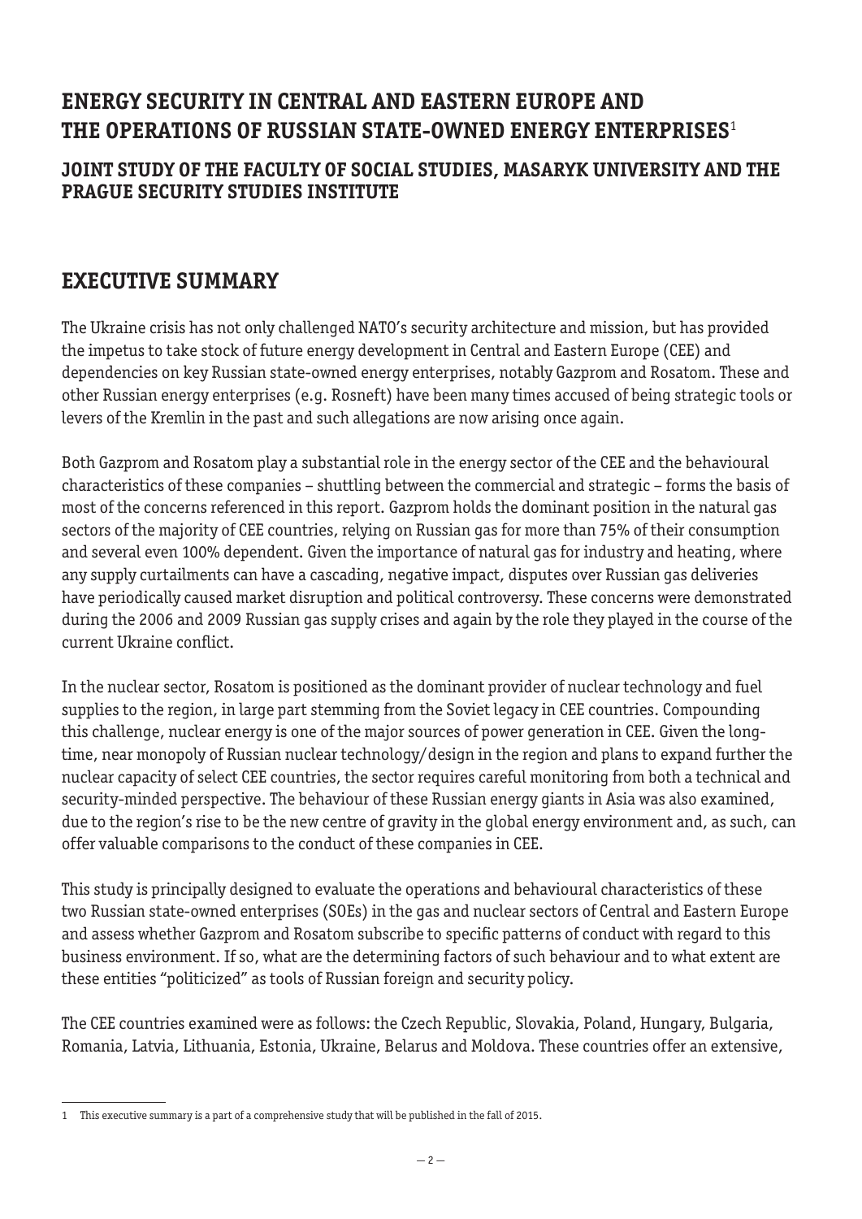# ENERGY SECURITY IN CENTRAL AND EASTERN EUROPE AND THE OPERATIONS OF RUSSIAN STATE-OWNED ENERGY ENTERPRISES[1]

### JOINT STUDY OF THE FACULTY OF SOCIAL STUDIES, MASARYK UNIVERSITY AND THE PRAGUE SECURITY STUDIES INSTITUTE

## EXECUTIVE SUMMARY

The Ukraine crisis has not only challenged NATO's security architecture and mission, but has provided the impetus to take stock of future energy development in Central and Eastern Europe (CEE) and dependencies on key Russian state-owned energy enterprises, notably Gazprom and Rosatom. These and other Russian energy enterprises (e.g. Rosneft) have been many times accused of being strategic tools or levers of the Kremlin in the past and such allegations are now arising once again.

Both Gazprom and Rosatom play a substantial role in the energy sector of the CEE and the behavioural characteristics of these companies – shuttling between the commercial and strategic – forms the basis of most of the concerns referenced in this report. Gazprom holds the dominant position in the natural gas sectors of the majority of CEE countries, relying on Russian gas for more than 75% of their consumption and several even 100% dependent. Given the importance of natural gas for industry and heating, where any supply curtailments can have a cascading, negative impact, disputes over Russian gas deliveries have periodically caused market disruption and political controversy. These concerns were demonstrated during the 2006 and 2009 Russian gas supply crises and again by the role they played in the course of the current Ukraine conflict.

In the nuclear sector, Rosatom is positioned as the dominant provider of nuclear technology and fuel supplies to the region, in large part stemming from the Soviet legacy in CEE countries. Compounding this challenge, nuclear energy is one of the major sources of power generation in CEE. Given the long-time, near monopoly of Russian nuclear technology/design in the region and plans to expand further the nuclear capacity of select CEE countries, the sector requires careful monitoring from both a technical and security-minded perspective. The behaviour of these Russian energy giants in Asia was also examined, due to the region's rise to be the new centre of gravity in the global energy environment and, as such, can offer valuable comparisons to the conduct of these companies in CEE.

This study is principally designed to evaluate the operations and behavioural characteristics of these two Russian state-owned enterprises (SOEs) in the gas and nuclear sectors of Central and Eastern Europe and assess whether Gazprom and Rosatom subscribe to specific patterns of conduct with regard to this business environment. If so, what are the determining factors of such behaviour and to what extent are these entities "politicized" as tools of Russian foreign and security policy.

The CEE countries examined were as follows: the Czech Republic, Slovakia, Poland, Hungary, Bulgaria, Romania, Latvia, Lithuania, Estonia, Ukraine, Belarus and Moldova. These countries offer an extensive,

---

[1] This executive summary is a part of a comprehensive study that will be published in the fall of 2015.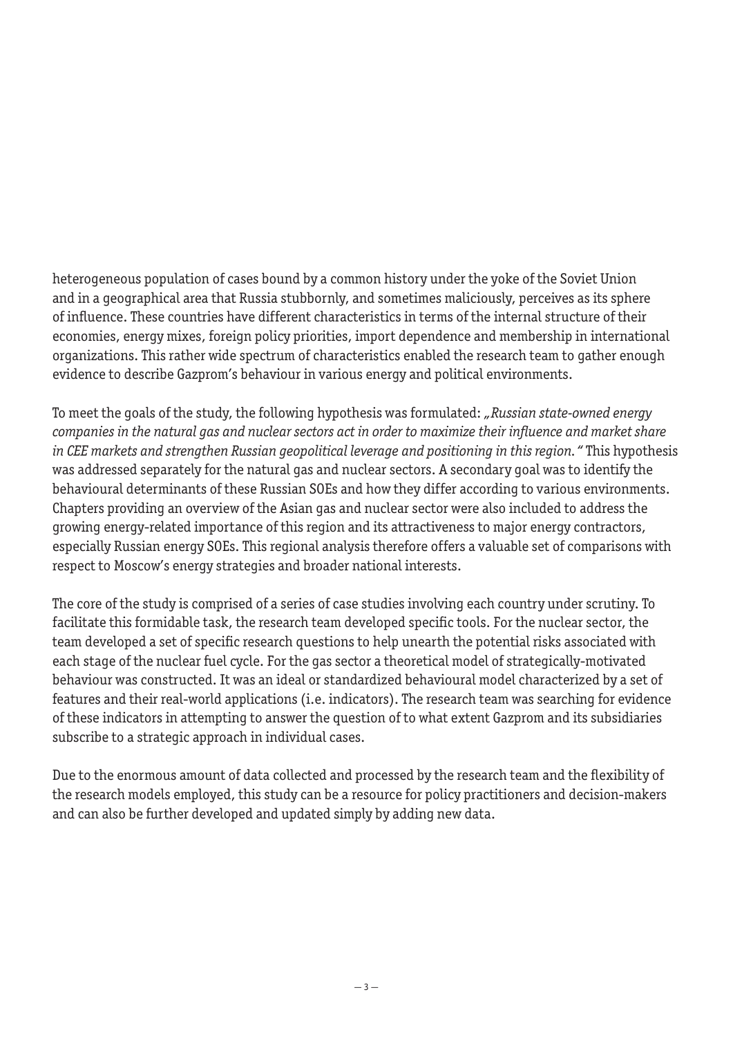heterogeneous population of cases bound by a common history under the yoke of the Soviet Union and in a geographical area that Russia stubbornly, and sometimes maliciously, perceives as its sphere of influence. These countries have different characteristics in terms of the internal structure of their economies, energy mixes, foreign policy priorities, import dependence and membership in international organizations. This rather wide spectrum of characteristics enabled the research team to gather enough evidence to describe Gazprom's behaviour in various energy and political environments.

To meet the goals of the study, the following hypothesis was formulated: *„Russian state-owned energy companies in the natural gas and nuclear sectors act in order to maximize their influence and market share in CEE markets and strengthen Russian geopolitical leverage and positioning in this region."* This hypothesis was addressed separately for the natural gas and nuclear sectors. A secondary goal was to identify the behavioural determinants of these Russian SOEs and how they differ according to various environments. Chapters providing an overview of the Asian gas and nuclear sector were also included to address the growing energy-related importance of this region and its attractiveness to major energy contractors, especially Russian energy SOEs. This regional analysis therefore offers a valuable set of comparisons with respect to Moscow's energy strategies and broader national interests.

The core of the study is comprised of a series of case studies involving each country under scrutiny. To facilitate this formidable task, the research team developed specific tools. For the nuclear sector, the team developed a set of specific research questions to help unearth the potential risks associated with each stage of the nuclear fuel cycle. For the gas sector a theoretical model of strategically-motivated behaviour was constructed. It was an ideal or standardized behavioural model characterized by a set of features and their real-world applications (i.e. indicators). The research team was searching for evidence of these indicators in attempting to answer the question of to what extent Gazprom and its subsidiaries subscribe to a strategic approach in individual cases.

Due to the enormous amount of data collected and processed by the research team and the flexibility of the research models employed, this study can be a resource for policy practitioners and decision-makers and can also be further developed and updated simply by adding new data.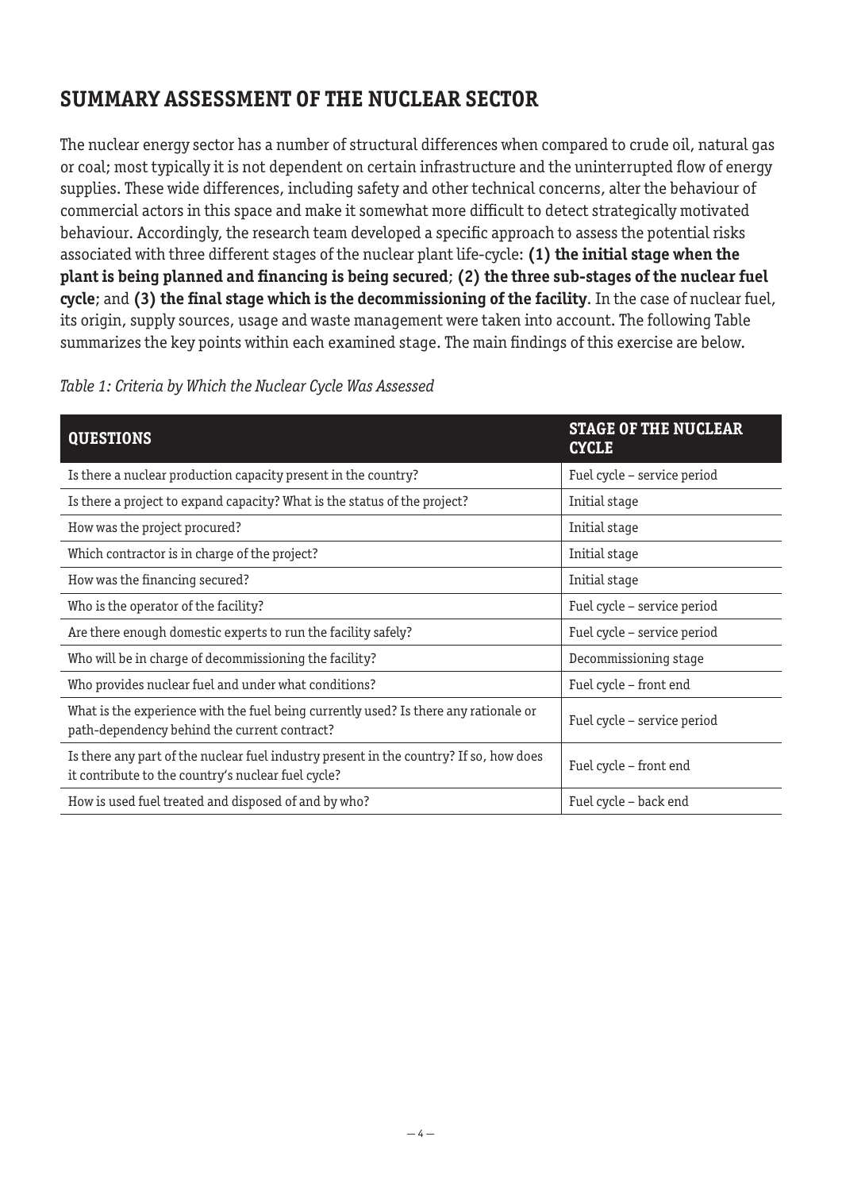## SUMMARY ASSESSMENT OF THE NUCLEAR SECTOR

The nuclear energy sector has a number of structural differences when compared to crude oil, natural gas or coal; most typically it is not dependent on certain infrastructure and the uninterrupted flow of energy supplies. These wide differences, including safety and other technical concerns, alter the behaviour of commercial actors in this space and make it somewhat more difficult to detect strategically motivated behaviour. Accordingly, the research team developed a specific approach to assess the potential risks associated with three different stages of the nuclear plant life-cycle: **(1) the initial stage when the plant is being planned and financing is being secured**; **(2) the three sub-stages of the nuclear fuel cycle**; and **(3) the final stage which is the decommissioning of the facility**. In the case of nuclear fuel, its origin, supply sources, usage and waste management were taken into account. The following Table summarizes the key points within each examined stage. The main findings of this exercise are below.

*Table 1: Criteria by Which the Nuclear Cycle Was Assessed*

| QUESTIONS | STAGE OF THE NUCLEAR CYCLE |
|---|---|
| Is there a nuclear production capacity present in the country? | Fuel cycle – service period |
| Is there a project to expand capacity? What is the status of the project? | Initial stage |
| How was the project procured? | Initial stage |
| Which contractor is in charge of the project? | Initial stage |
| How was the financing secured? | Initial stage |
| Who is the operator of the facility? | Fuel cycle – service period |
| Are there enough domestic experts to run the facility safely? | Fuel cycle – service period |
| Who will be in charge of decommissioning the facility? | Decommissioning stage |
| Who provides nuclear fuel and under what conditions? | Fuel cycle – front end |
| What is the experience with the fuel being currently used? Is there any rationale or path-dependency behind the current contract? | Fuel cycle – service period |
| Is there any part of the nuclear fuel industry present in the country? If so, how does it contribute to the country's nuclear fuel cycle? | Fuel cycle – front end |
| How is used fuel treated and disposed of and by who? | Fuel cycle – back end |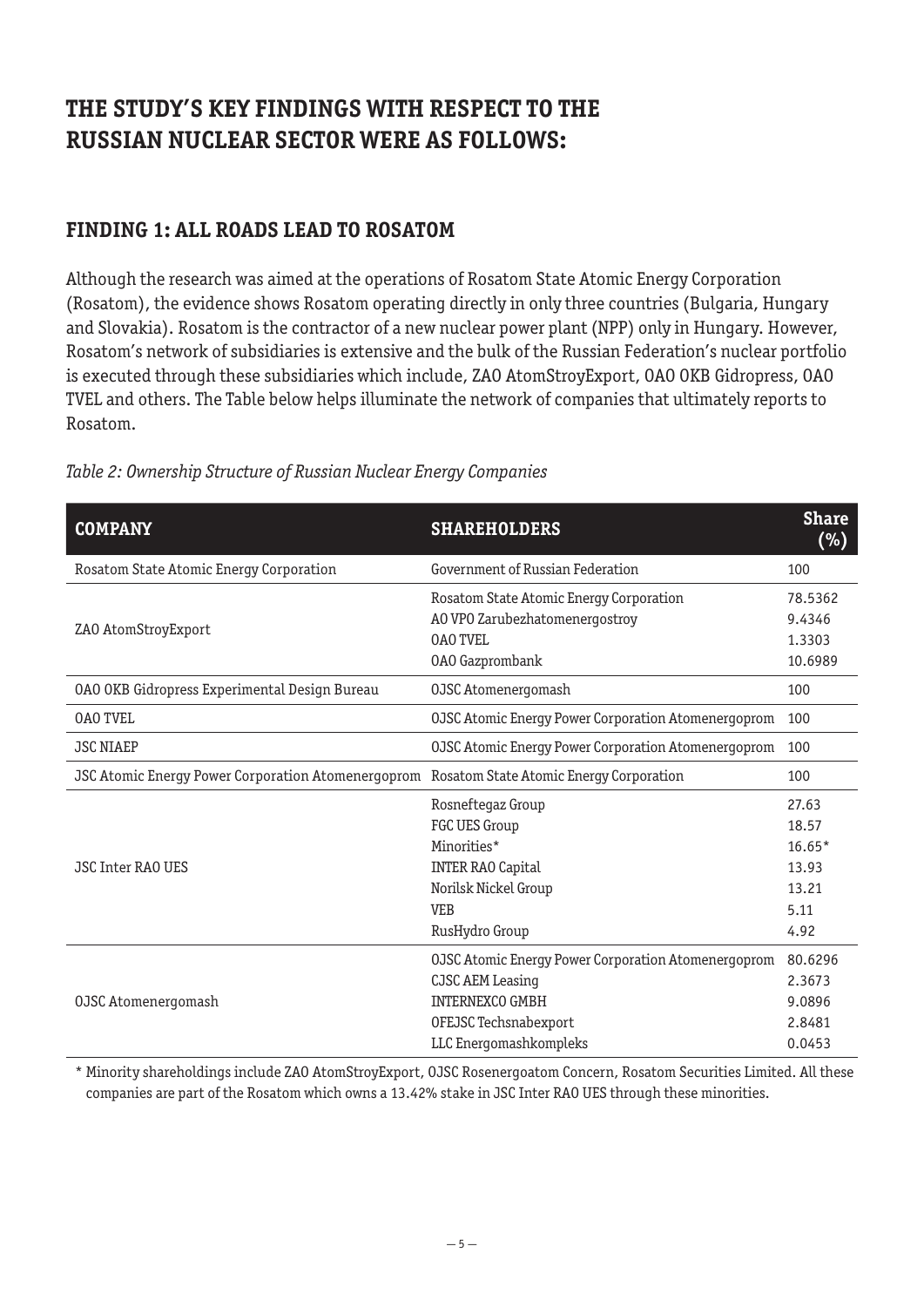# THE STUDY'S KEY FINDINGS WITH RESPECT TO THE RUSSIAN NUCLEAR SECTOR WERE AS FOLLOWS:

## FINDING 1: ALL ROADS LEAD TO ROSATOM

Although the research was aimed at the operations of Rosatom State Atomic Energy Corporation (Rosatom), the evidence shows Rosatom operating directly in only three countries (Bulgaria, Hungary and Slovakia). Rosatom is the contractor of a new nuclear power plant (NPP) only in Hungary. However, Rosatom's network of subsidiaries is extensive and the bulk of the Russian Federation's nuclear portfolio is executed through these subsidiaries which include, ZAO AtomStroyExport, OAO OKB Gidropress, OAO TVEL and others. The Table below helps illuminate the network of companies that ultimately reports to Rosatom.

*Table 2: Ownership Structure of Russian Nuclear Energy Companies*

| COMPANY | SHAREHOLDERS | Share (%) |
|---|---|---|
| Rosatom State Atomic Energy Corporation | Government of Russian Federation | 100 |
| ZAO AtomStroyExport | Rosatom State Atomic Energy Corporation | 78.5362 |
| | AO VPO Zarubezhatomenergostroy | 9.4346 |
| | OAO TVEL | 1.3303 |
| | OAO Gazprombank | 10.6989 |
| OAO OKB Gidropress Experimental Design Bureau | OJSC Atomenergomash | 100 |
| OAO TVEL | OJSC Atomic Energy Power Corporation Atomenergoprom | 100 |
| JSC NIAEP | OJSC Atomic Energy Power Corporation Atomenergoprom | 100 |
| JSC Atomic Energy Power Corporation Atomenergoprom | Rosatom State Atomic Energy Corporation | 100 |
| JSC Inter RAO UES | Rosneftegaz Group | 27.63 |
| | FGC UES Group | 18.57 |
| | Minorities* | 16.65* |
| | INTER RAO Capital | 13.93 |
| | Norilsk Nickel Group | 13.21 |
| | VEB | 5.11 |
| | RusHydro Group | 4.92 |
| OJSC Atomenergomash | OJSC Atomic Energy Power Corporation Atomenergoprom | 80.6296 |
| | CJSC AEM Leasing | 2.3673 |
| | INTERNEXCO GMBH | 9.0896 |
| | OFEJSC Techsnabexport | 2.8481 |
| | LLC Energomashkompleks | 0.0453 |

* Minority shareholdings include ZAO AtomStroyExport, OJSC Rosenergoatom Concern, Rosatom Securities Limited. All these companies are part of the Rosatom which owns a 13.42% stake in JSC Inter RAO UES through these minorities.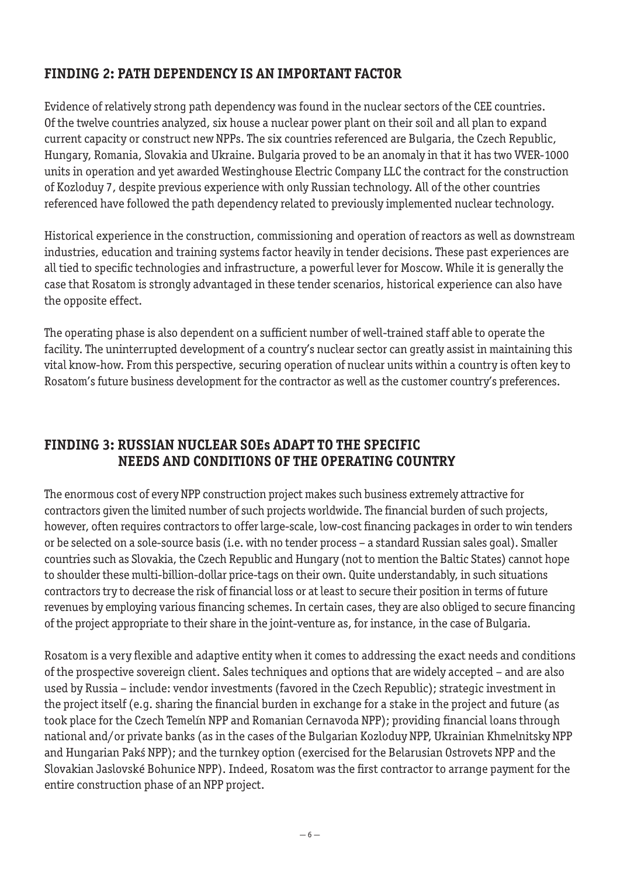## FINDING 2: PATH DEPENDENCY IS AN IMPORTANT FACTOR

Evidence of relatively strong path dependency was found in the nuclear sectors of the CEE countries. Of the twelve countries analyzed, six house a nuclear power plant on their soil and all plan to expand current capacity or construct new NPPs. The six countries referenced are Bulgaria, the Czech Republic, Hungary, Romania, Slovakia and Ukraine. Bulgaria proved to be an anomaly in that it has two VVER-1000 units in operation and yet awarded Westinghouse Electric Company LLC the contract for the construction of Kozloduy 7, despite previous experience with only Russian technology. All of the other countries referenced have followed the path dependency related to previously implemented nuclear technology.

Historical experience in the construction, commissioning and operation of reactors as well as downstream industries, education and training systems factor heavily in tender decisions. These past experiences are all tied to specific technologies and infrastructure, a powerful lever for Moscow. While it is generally the case that Rosatom is strongly advantaged in these tender scenarios, historical experience can also have the opposite effect.

The operating phase is also dependent on a sufficient number of well-trained staff able to operate the facility. The uninterrupted development of a country's nuclear sector can greatly assist in maintaining this vital know-how. From this perspective, securing operation of nuclear units within a country is often key to Rosatom's future business development for the contractor as well as the customer country's preferences.

## FINDING 3: RUSSIAN NUCLEAR SOEs ADAPT TO THE SPECIFIC NEEDS AND CONDITIONS OF THE OPERATING COUNTRY

The enormous cost of every NPP construction project makes such business extremely attractive for contractors given the limited number of such projects worldwide. The financial burden of such projects, however, often requires contractors to offer large-scale, low-cost financing packages in order to win tenders or be selected on a sole-source basis (i.e. with no tender process – a standard Russian sales goal). Smaller countries such as Slovakia, the Czech Republic and Hungary (not to mention the Baltic States) cannot hope to shoulder these multi-billion-dollar price-tags on their own. Quite understandably, in such situations contractors try to decrease the risk of financial loss or at least to secure their position in terms of future revenues by employing various financing schemes. In certain cases, they are also obliged to secure financing of the project appropriate to their share in the joint-venture as, for instance, in the case of Bulgaria.

Rosatom is a very flexible and adaptive entity when it comes to addressing the exact needs and conditions of the prospective sovereign client. Sales techniques and options that are widely accepted – and are also used by Russia – include: vendor investments (favored in the Czech Republic); strategic investment in the project itself (e.g. sharing the financial burden in exchange for a stake in the project and future (as took place for the Czech Temelín NPP and Romanian Cernavoda NPP); providing financial loans through national and/or private banks (as in the cases of the Bulgarian Kozloduy NPP, Ukrainian Khmelnitsky NPP and Hungarian Pakś NPP); and the turnkey option (exercised for the Belarusian Ostrovets NPP and the Slovakian Jaslovské Bohunice NPP). Indeed, Rosatom was the first contractor to arrange payment for the entire construction phase of an NPP project.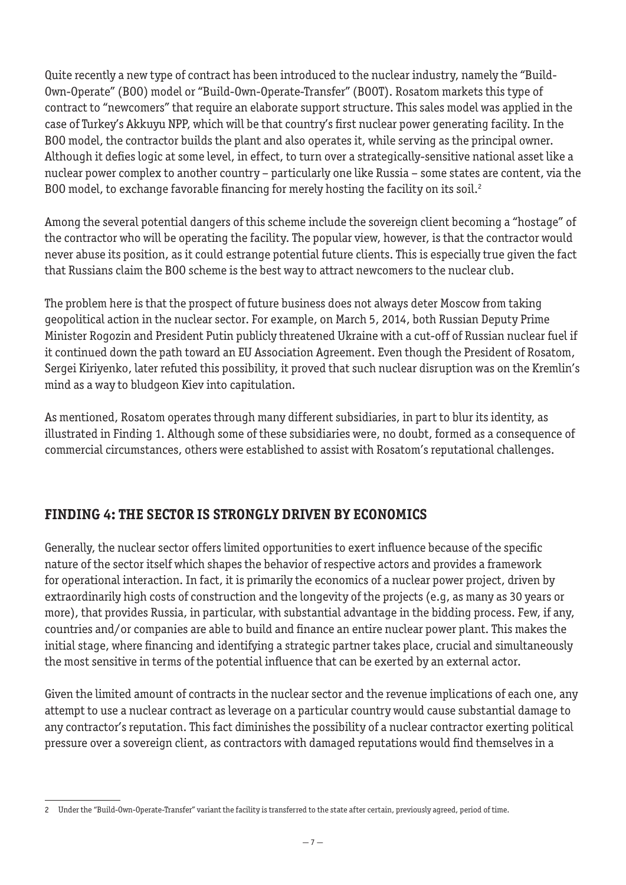Quite recently a new type of contract has been introduced to the nuclear industry, namely the "Build-Own-Operate" (BOO) model or "Build-Own-Operate-Transfer" (BOOT). Rosatom markets this type of contract to "newcomers" that require an elaborate support structure. This sales model was applied in the case of Turkey's Akkuyu NPP, which will be that country's first nuclear power generating facility. In the BOO model, the contractor builds the plant and also operates it, while serving as the principal owner. Although it defies logic at some level, in effect, to turn over a strategically-sensitive national asset like a nuclear power complex to another country – particularly one like Russia – some states are content, via the BOO model, to exchange favorable financing for merely hosting the facility on its soil.[2]

Among the several potential dangers of this scheme include the sovereign client becoming a "hostage" of the contractor who will be operating the facility. The popular view, however, is that the contractor would never abuse its position, as it could estrange potential future clients. This is especially true given the fact that Russians claim the BOO scheme is the best way to attract newcomers to the nuclear club.

The problem here is that the prospect of future business does not always deter Moscow from taking geopolitical action in the nuclear sector. For example, on March 5, 2014, both Russian Deputy Prime Minister Rogozin and President Putin publicly threatened Ukraine with a cut-off of Russian nuclear fuel if it continued down the path toward an EU Association Agreement. Even though the President of Rosatom, Sergei Kiriyenko, later refuted this possibility, it proved that such nuclear disruption was on the Kremlin's mind as a way to bludgeon Kiev into capitulation.

As mentioned, Rosatom operates through many different subsidiaries, in part to blur its identity, as illustrated in Finding 1. Although some of these subsidiaries were, no doubt, formed as a consequence of commercial circumstances, others were established to assist with Rosatom's reputational challenges.

## FINDING 4: THE SECTOR IS STRONGLY DRIVEN BY ECONOMICS

Generally, the nuclear sector offers limited opportunities to exert influence because of the specific nature of the sector itself which shapes the behavior of respective actors and provides a framework for operational interaction. In fact, it is primarily the economics of a nuclear power project, driven by extraordinarily high costs of construction and the longevity of the projects (e.g, as many as 30 years or more), that provides Russia, in particular, with substantial advantage in the bidding process. Few, if any, countries and/or companies are able to build and finance an entire nuclear power plant. This makes the initial stage, where financing and identifying a strategic partner takes place, crucial and simultaneously the most sensitive in terms of the potential influence that can be exerted by an external actor.

Given the limited amount of contracts in the nuclear sector and the revenue implications of each one, any attempt to use a nuclear contract as leverage on a particular country would cause substantial damage to any contractor's reputation. This fact diminishes the possibility of a nuclear contractor exerting political pressure over a sovereign client, as contractors with damaged reputations would find themselves in a

---

[2] Under the "Build-Own-Operate-Transfer" variant the facility is transferred to the state after certain, previously agreed, period of time.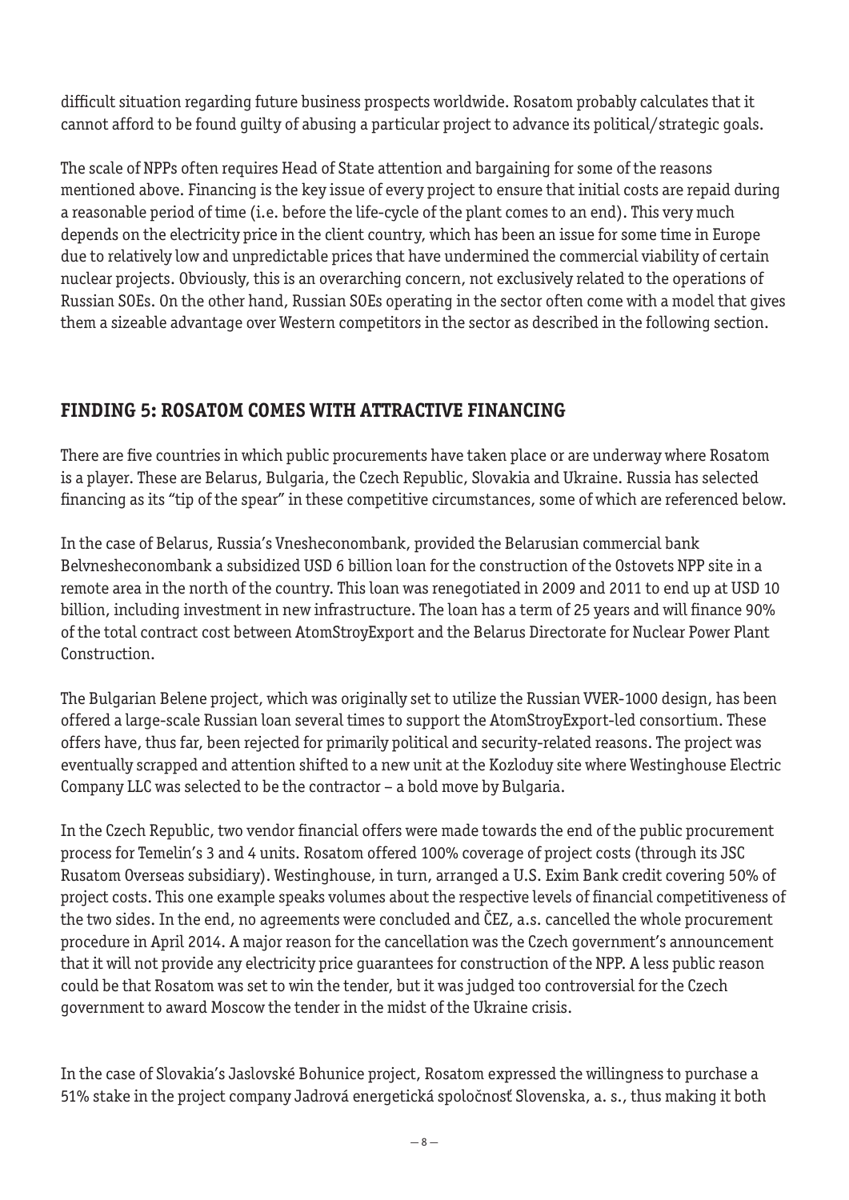difficult situation regarding future business prospects worldwide. Rosatom probably calculates that it cannot afford to be found guilty of abusing a particular project to advance its political/strategic goals.

The scale of NPPs often requires Head of State attention and bargaining for some of the reasons mentioned above. Financing is the key issue of every project to ensure that initial costs are repaid during a reasonable period of time (i.e. before the life-cycle of the plant comes to an end). This very much depends on the electricity price in the client country, which has been an issue for some time in Europe due to relatively low and unpredictable prices that have undermined the commercial viability of certain nuclear projects. Obviously, this is an overarching concern, not exclusively related to the operations of Russian SOEs. On the other hand, Russian SOEs operating in the sector often come with a model that gives them a sizeable advantage over Western competitors in the sector as described in the following section.

## FINDING 5: ROSATOM COMES WITH ATTRACTIVE FINANCING

There are five countries in which public procurements have taken place or are underway where Rosatom is a player. These are Belarus, Bulgaria, the Czech Republic, Slovakia and Ukraine. Russia has selected financing as its "tip of the spear" in these competitive circumstances, some of which are referenced below.

In the case of Belarus, Russia's Vnesheconombank, provided the Belarusian commercial bank Belvnesheconombank a subsidized USD 6 billion loan for the construction of the Ostovets NPP site in a remote area in the north of the country. This loan was renegotiated in 2009 and 2011 to end up at USD 10 billion, including investment in new infrastructure. The loan has a term of 25 years and will finance 90% of the total contract cost between AtomStroyExport and the Belarus Directorate for Nuclear Power Plant Construction.

The Bulgarian Belene project, which was originally set to utilize the Russian VVER-1000 design, has been offered a large-scale Russian loan several times to support the AtomStroyExport-led consortium. These offers have, thus far, been rejected for primarily political and security-related reasons. The project was eventually scrapped and attention shifted to a new unit at the Kozloduy site where Westinghouse Electric Company LLC was selected to be the contractor – a bold move by Bulgaria.

In the Czech Republic, two vendor financial offers were made towards the end of the public procurement process for Temelin's 3 and 4 units. Rosatom offered 100% coverage of project costs (through its JSC Rusatom Overseas subsidiary). Westinghouse, in turn, arranged a U.S. Exim Bank credit covering 50% of project costs. This one example speaks volumes about the respective levels of financial competitiveness of the two sides. In the end, no agreements were concluded and ČEZ, a.s. cancelled the whole procurement procedure in April 2014. A major reason for the cancellation was the Czech government's announcement that it will not provide any electricity price guarantees for construction of the NPP. A less public reason could be that Rosatom was set to win the tender, but it was judged too controversial for the Czech government to award Moscow the tender in the midst of the Ukraine crisis.

In the case of Slovakia's Jaslovské Bohunice project, Rosatom expressed the willingness to purchase a 51% stake in the project company Jadrová energetická spoločnosť Slovenska, a. s., thus making it both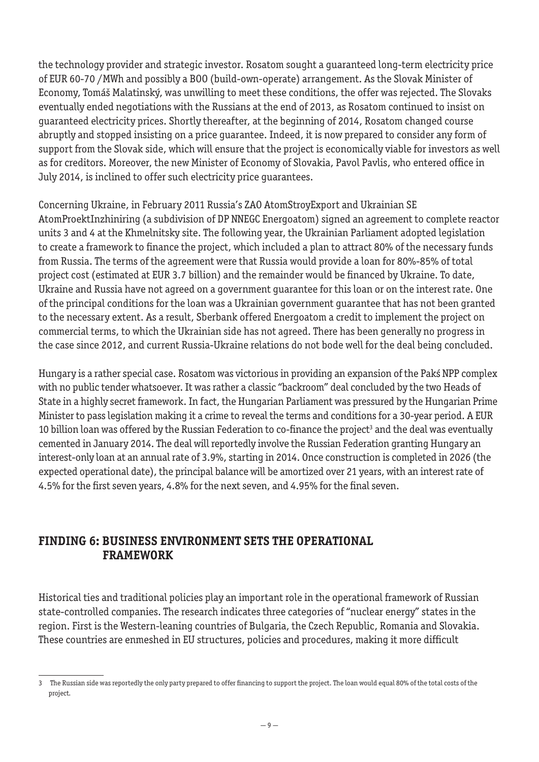the technology provider and strategic investor. Rosatom sought a guaranteed long-term electricity price of EUR 60-70 /MWh and possibly a BOO (build-own-operate) arrangement. As the Slovak Minister of Economy, Tomáš Malatinský, was unwilling to meet these conditions, the offer was rejected. The Slovaks eventually ended negotiations with the Russians at the end of 2013, as Rosatom continued to insist on guaranteed electricity prices. Shortly thereafter, at the beginning of 2014, Rosatom changed course abruptly and stopped insisting on a price guarantee. Indeed, it is now prepared to consider any form of support from the Slovak side, which will ensure that the project is economically viable for investors as well as for creditors. Moreover, the new Minister of Economy of Slovakia, Pavol Pavlis, who entered office in July 2014, is inclined to offer such electricity price guarantees.

Concerning Ukraine, in February 2011 Russia's ZAO AtomStroyExport and Ukrainian SE AtomProektInzhiniring (a subdivision of DP NNEGC Energoatom) signed an agreement to complete reactor units 3 and 4 at the Khmelnitsky site. The following year, the Ukrainian Parliament adopted legislation to create a framework to finance the project, which included a plan to attract 80% of the necessary funds from Russia. The terms of the agreement were that Russia would provide a loan for 80%-85% of total project cost (estimated at EUR 3.7 billion) and the remainder would be financed by Ukraine. To date, Ukraine and Russia have not agreed on a government guarantee for this loan or on the interest rate. One of the principal conditions for the loan was a Ukrainian government guarantee that has not been granted to the necessary extent. As a result, Sberbank offered Energoatom a credit to implement the project on commercial terms, to which the Ukrainian side has not agreed. There has been generally no progress in the case since 2012, and current Russia-Ukraine relations do not bode well for the deal being concluded.

Hungary is a rather special case. Rosatom was victorious in providing an expansion of the Paks NPP complex with no public tender whatsoever. It was rather a classic "backroom" deal concluded by the two Heads of State in a highly secret framework. In fact, the Hungarian Parliament was pressured by the Hungarian Prime Minister to pass legislation making it a crime to reveal the terms and conditions for a 30-year period. A EUR 10 billion loan was offered by the Russian Federation to co-finance the project[3] and the deal was eventually cemented in January 2014. The deal will reportedly involve the Russian Federation granting Hungary an interest-only loan at an annual rate of 3.9%, starting in 2014. Once construction is completed in 2026 (the expected operational date), the principal balance will be amortized over 21 years, with an interest rate of 4.5% for the first seven years, 4.8% for the next seven, and 4.95% for the final seven.

## FINDING 6: BUSINESS ENVIRONMENT SETS THE OPERATIONAL FRAMEWORK

Historical ties and traditional policies play an important role in the operational framework of Russian state-controlled companies. The research indicates three categories of "nuclear energy" states in the region. First is the Western-leaning countries of Bulgaria, the Czech Republic, Romania and Slovakia. These countries are enmeshed in EU structures, policies and procedures, making it more difficult

---

3 The Russian side was reportedly the only party prepared to offer financing to support the project. The loan would equal 80% of the total costs of the project.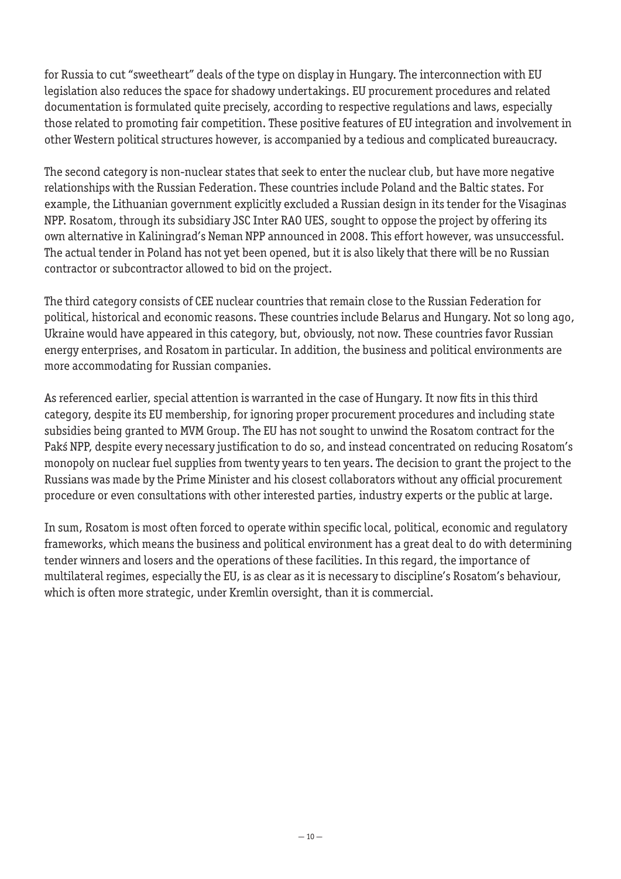for Russia to cut "sweetheart" deals of the type on display in Hungary. The interconnection with EU legislation also reduces the space for shadowy undertakings. EU procurement procedures and related documentation is formulated quite precisely, according to respective regulations and laws, especially those related to promoting fair competition. These positive features of EU integration and involvement in other Western political structures however, is accompanied by a tedious and complicated bureaucracy.

The second category is non-nuclear states that seek to enter the nuclear club, but have more negative relationships with the Russian Federation. These countries include Poland and the Baltic states. For example, the Lithuanian government explicitly excluded a Russian design in its tender for the Visaginas NPP. Rosatom, through its subsidiary JSC Inter RAO UES, sought to oppose the project by offering its own alternative in Kaliningrad's Neman NPP announced in 2008. This effort however, was unsuccessful. The actual tender in Poland has not yet been opened, but it is also likely that there will be no Russian contractor or subcontractor allowed to bid on the project.

The third category consists of CEE nuclear countries that remain close to the Russian Federation for political, historical and economic reasons. These countries include Belarus and Hungary. Not so long ago, Ukraine would have appeared in this category, but, obviously, not now. These countries favor Russian energy enterprises, and Rosatom in particular. In addition, the business and political environments are more accommodating for Russian companies.

As referenced earlier, special attention is warranted in the case of Hungary. It now fits in this third category, despite its EU membership, for ignoring proper procurement procedures and including state subsidies being granted to MVM Group. The EU has not sought to unwind the Rosatom contract for the Pakś NPP, despite every necessary justification to do so, and instead concentrated on reducing Rosatom's monopoly on nuclear fuel supplies from twenty years to ten years. The decision to grant the project to the Russians was made by the Prime Minister and his closest collaborators without any official procurement procedure or even consultations with other interested parties, industry experts or the public at large.

In sum, Rosatom is most often forced to operate within specific local, political, economic and regulatory frameworks, which means the business and political environment has a great deal to do with determining tender winners and losers and the operations of these facilities. In this regard, the importance of multilateral regimes, especially the EU, is as clear as it is necessary to discipline's Rosatom's behaviour, which is often more strategic, under Kremlin oversight, than it is commercial.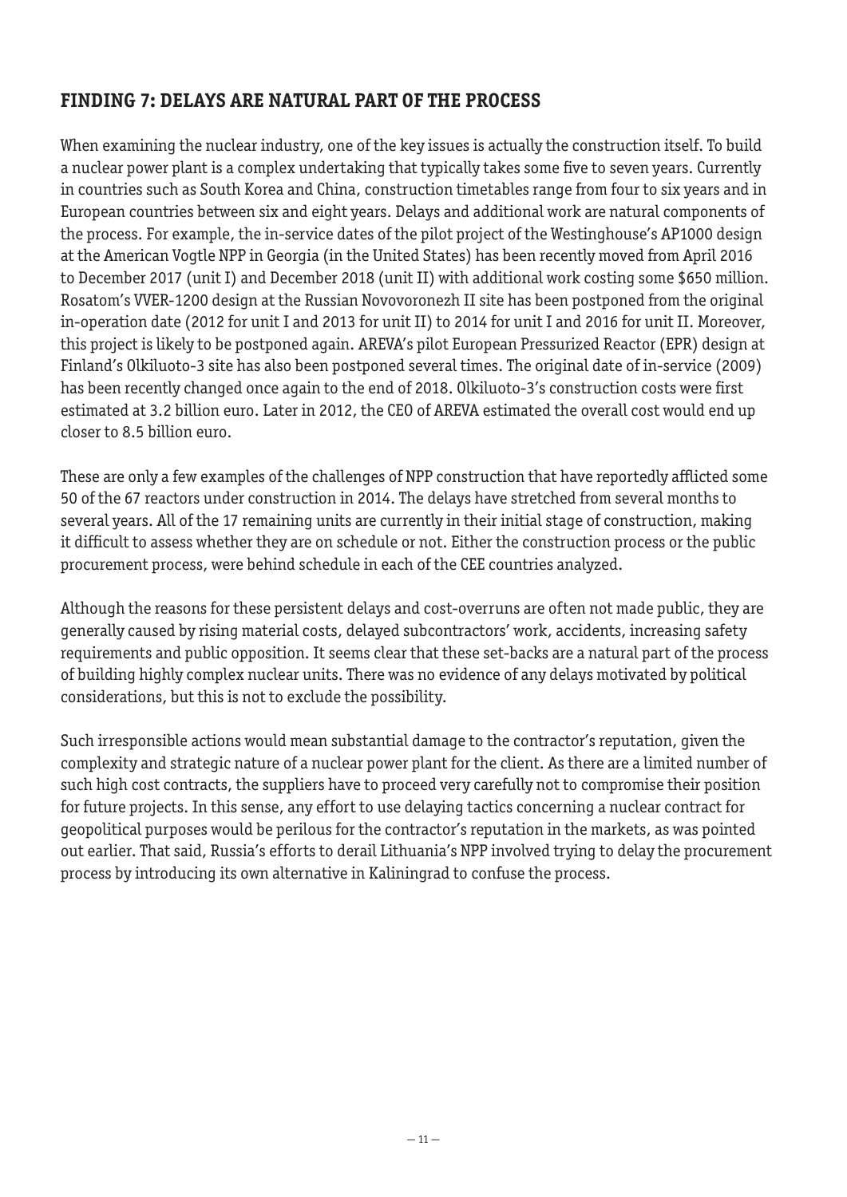## FINDING 7: DELAYS ARE NATURAL PART OF THE PROCESS

When examining the nuclear industry, one of the key issues is actually the construction itself. To build a nuclear power plant is a complex undertaking that typically takes some five to seven years. Currently in countries such as South Korea and China, construction timetables range from four to six years and in European countries between six and eight years. Delays and additional work are natural components of the process. For example, the in-service dates of the pilot project of the Westinghouse's AP1000 design at the American Vogtle NPP in Georgia (in the United States) has been recently moved from April 2016 to December 2017 (unit I) and December 2018 (unit II) with additional work costing some $650 million. Rosatom's VVER-1200 design at the Russian Novovoronezh II site has been postponed from the original in-operation date (2012 for unit I and 2013 for unit II) to 2014 for unit I and 2016 for unit II. Moreover, this project is likely to be postponed again. AREVA's pilot European Pressurized Reactor (EPR) design at Finland's Olkiluoto-3 site has also been postponed several times. The original date of in-service (2009) has been recently changed once again to the end of 2018. Olkiluoto-3's construction costs were first estimated at 3.2 billion euro. Later in 2012, the CEO of AREVA estimated the overall cost would end up closer to 8.5 billion euro.

These are only a few examples of the challenges of NPP construction that have reportedly afflicted some 50 of the 67 reactors under construction in 2014. The delays have stretched from several months to several years. All of the 17 remaining units are currently in their initial stage of construction, making it difficult to assess whether they are on schedule or not. Either the construction process or the public procurement process, were behind schedule in each of the CEE countries analyzed.

Although the reasons for these persistent delays and cost-overruns are often not made public, they are generally caused by rising material costs, delayed subcontractors' work, accidents, increasing safety requirements and public opposition. It seems clear that these set-backs are a natural part of the process of building highly complex nuclear units. There was no evidence of any delays motivated by political considerations, but this is not to exclude the possibility.

Such irresponsible actions would mean substantial damage to the contractor's reputation, given the complexity and strategic nature of a nuclear power plant for the client. As there are a limited number of such high cost contracts, the suppliers have to proceed very carefully not to compromise their position for future projects. In this sense, any effort to use delaying tactics concerning a nuclear contract for geopolitical purposes would be perilous for the contractor's reputation in the markets, as was pointed out earlier. That said, Russia's efforts to derail Lithuania's NPP involved trying to delay the procurement process by introducing its own alternative in Kaliningrad to confuse the process.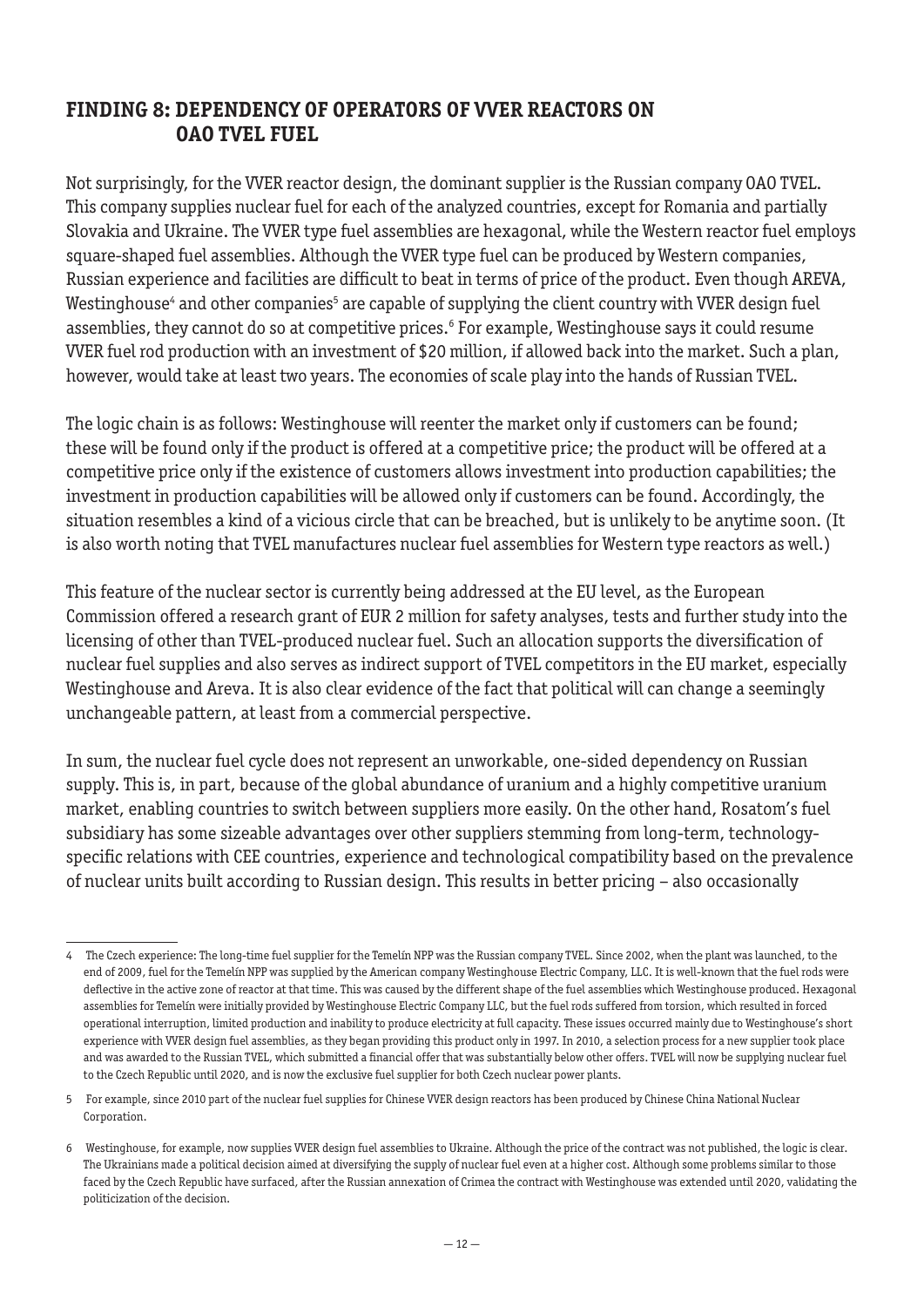## FINDING 8: DEPENDENCY OF OPERATORS OF VVER REACTORS ON OAO TVEL FUEL

Not surprisingly, for the VVER reactor design, the dominant supplier is the Russian company OAO TVEL. This company supplies nuclear fuel for each of the analyzed countries, except for Romania and partially Slovakia and Ukraine. The VVER type fuel assemblies are hexagonal, while the Western reactor fuel employs square-shaped fuel assemblies. Although the VVER type fuel can be produced by Western companies, Russian experience and facilities are difficult to beat in terms of price of the product. Even though AREVA, Westinghouse[4] and other companies[5] are capable of supplying the client country with VVER design fuel assemblies, they cannot do so at competitive prices.[6] For example, Westinghouse says it could resume VVER fuel rod production with an investment of $20 million, if allowed back into the market. Such a plan, however, would take at least two years. The economies of scale play into the hands of Russian TVEL.

The logic chain is as follows: Westinghouse will reenter the market only if customers can be found; these will be found only if the product is offered at a competitive price; the product will be offered at a competitive price only if the existence of customers allows investment into production capabilities; the investment in production capabilities will be allowed only if customers can be found. Accordingly, the situation resembles a kind of a vicious circle that can be breached, but is unlikely to be anytime soon. (It is also worth noting that TVEL manufactures nuclear fuel assemblies for Western type reactors as well.)

This feature of the nuclear sector is currently being addressed at the EU level, as the European Commission offered a research grant of EUR 2 million for safety analyses, tests and further study into the licensing of other than TVEL-produced nuclear fuel. Such an allocation supports the diversification of nuclear fuel supplies and also serves as indirect support of TVEL competitors in the EU market, especially Westinghouse and Areva. It is also clear evidence of the fact that political will can change a seemingly unchangeable pattern, at least from a commercial perspective.

In sum, the nuclear fuel cycle does not represent an unworkable, one-sided dependency on Russian supply. This is, in part, because of the global abundance of uranium and a highly competitive uranium market, enabling countries to switch between suppliers more easily. On the other hand, Rosatom's fuel subsidiary has some sizeable advantages over other suppliers stemming from long-term, technology-specific relations with CEE countries, experience and technological compatibility based on the prevalence of nuclear units built according to Russian design. This results in better pricing – also occasionally

---

[4] The Czech experience: The long-time fuel supplier for the Temelín NPP was the Russian company TVEL. Since 2002, when the plant was launched, to the end of 2009, fuel for the Temelín NPP was supplied by the American company Westinghouse Electric Company, LLC. It is well-known that the fuel rods were deflective in the active zone of reactor at that time. This was caused by the different shape of the fuel assemblies which Westinghouse produced. Hexagonal assemblies for Temelín were initially provided by Westinghouse Electric Company LLC, but the fuel rods suffered from torsion, which resulted in forced operational interruption, limited production and inability to produce electricity at full capacity. These issues occurred mainly due to Westinghouse's short experience with VVER design fuel assemblies, as they began providing this product only in 1997. In 2010, a selection process for a new supplier took place and was awarded to the Russian TVEL, which submitted a financial offer that was substantially below other offers. TVEL will now be supplying nuclear fuel to the Czech Republic until 2020, and is now the exclusive fuel supplier for both Czech nuclear power plants.

[5] For example, since 2010 part of the nuclear fuel supplies for Chinese VVER design reactors has been produced by Chinese China National Nuclear Corporation.

[6] Westinghouse, for example, now supplies VVER design fuel assemblies to Ukraine. Although the price of the contract was not published, the logic is clear. The Ukrainians made a political decision aimed at diversifying the supply of nuclear fuel even at a higher cost. Although some problems similar to those faced by the Czech Republic have surfaced, after the Russian annexation of Crimea the contract with Westinghouse was extended until 2020, validating the politicization of the decision.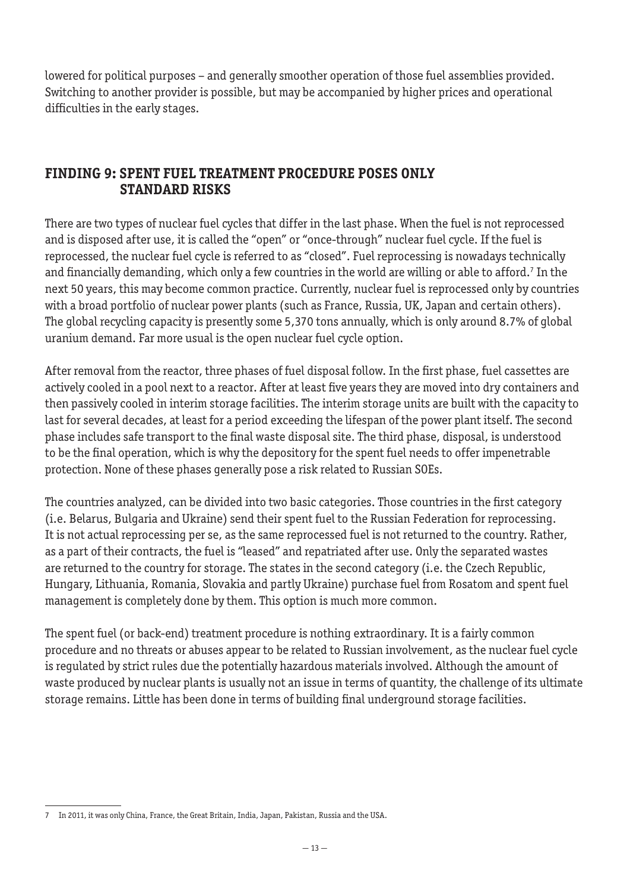lowered for political purposes – and generally smoother operation of those fuel assemblies provided. Switching to another provider is possible, but may be accompanied by higher prices and operational difficulties in the early stages.

## FINDING 9: SPENT FUEL TREATMENT PROCEDURE POSES ONLY STANDARD RISKS

There are two types of nuclear fuel cycles that differ in the last phase. When the fuel is not reprocessed and is disposed after use, it is called the "open" or "once-through" nuclear fuel cycle. If the fuel is reprocessed, the nuclear fuel cycle is referred to as "closed". Fuel reprocessing is nowadays technically and financially demanding, which only a few countries in the world are willing or able to afford.[7] In the next 50 years, this may become common practice. Currently, nuclear fuel is reprocessed only by countries with a broad portfolio of nuclear power plants (such as France, Russia, UK, Japan and certain others). The global recycling capacity is presently some 5,370 tons annually, which is only around 8.7% of global uranium demand. Far more usual is the open nuclear fuel cycle option.

After removal from the reactor, three phases of fuel disposal follow. In the first phase, fuel cassettes are actively cooled in a pool next to a reactor. After at least five years they are moved into dry containers and then passively cooled in interim storage facilities. The interim storage units are built with the capacity to last for several decades, at least for a period exceeding the lifespan of the power plant itself. The second phase includes safe transport to the final waste disposal site. The third phase, disposal, is understood to be the final operation, which is why the depository for the spent fuel needs to offer impenetrable protection. None of these phases generally pose a risk related to Russian SOEs.

The countries analyzed, can be divided into two basic categories. Those countries in the first category (i.e. Belarus, Bulgaria and Ukraine) send their spent fuel to the Russian Federation for reprocessing. It is not actual reprocessing per se, as the same reprocessed fuel is not returned to the country. Rather, as a part of their contracts, the fuel is "leased" and repatriated after use. Only the separated wastes are returned to the country for storage. The states in the second category (i.e. the Czech Republic, Hungary, Lithuania, Romania, Slovakia and partly Ukraine) purchase fuel from Rosatom and spent fuel management is completely done by them. This option is much more common.

The spent fuel (or back-end) treatment procedure is nothing extraordinary. It is a fairly common procedure and no threats or abuses appear to be related to Russian involvement, as the nuclear fuel cycle is regulated by strict rules due the potentially hazardous materials involved. Although the amount of waste produced by nuclear plants is usually not an issue in terms of quantity, the challenge of its ultimate storage remains. Little has been done in terms of building final underground storage facilities.

---

7 In 2011, it was only China, France, the Great Britain, India, Japan, Pakistan, Russia and the USA.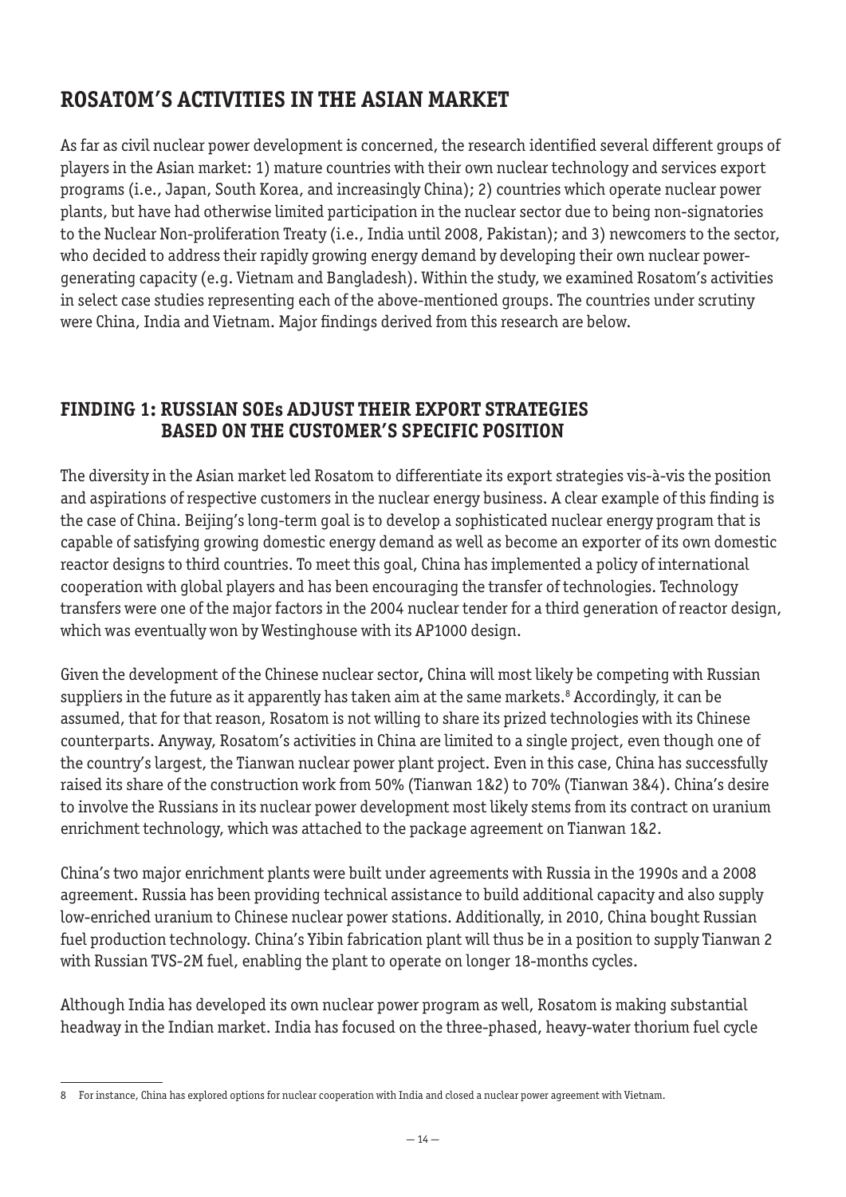## ROSATOM'S ACTIVITIES IN THE ASIAN MARKET

As far as civil nuclear power development is concerned, the research identified several different groups of players in the Asian market: 1) mature countries with their own nuclear technology and services export programs (i.e., Japan, South Korea, and increasingly China); 2) countries which operate nuclear power plants, but have had otherwise limited participation in the nuclear sector due to being non-signatories to the Nuclear Non-proliferation Treaty (i.e., India until 2008, Pakistan); and 3) newcomers to the sector, who decided to address their rapidly growing energy demand by developing their own nuclear power-generating capacity (e.g. Vietnam and Bangladesh). Within the study, we examined Rosatom's activities in select case studies representing each of the above-mentioned groups. The countries under scrutiny were China, India and Vietnam. Major findings derived from this research are below.

### FINDING 1: RUSSIAN SOEs ADJUST THEIR EXPORT STRATEGIES BASED ON THE CUSTOMER'S SPECIFIC POSITION

The diversity in the Asian market led Rosatom to differentiate its export strategies vis-à-vis the position and aspirations of respective customers in the nuclear energy business. A clear example of this finding is the case of China. Beijing's long-term goal is to develop a sophisticated nuclear energy program that is capable of satisfying growing domestic energy demand as well as become an exporter of its own domestic reactor designs to third countries. To meet this goal, China has implemented a policy of international cooperation with global players and has been encouraging the transfer of technologies. Technology transfers were one of the major factors in the 2004 nuclear tender for a third generation of reactor design, which was eventually won by Westinghouse with its AP1000 design.

Given the development of the Chinese nuclear sector**,** China will most likely be competing with Russian suppliers in the future as it apparently has taken aim at the same markets.[8] Accordingly, it can be assumed, that for that reason, Rosatom is not willing to share its prized technologies with its Chinese counterparts. Anyway, Rosatom's activities in China are limited to a single project, even though one of the country's largest, the Tianwan nuclear power plant project. Even in this case, China has successfully raised its share of the construction work from 50% (Tianwan 1&2) to 70% (Tianwan 3&4). China's desire to involve the Russians in its nuclear power development most likely stems from its contract on uranium enrichment technology, which was attached to the package agreement on Tianwan 1&2.

China's two major enrichment plants were built under agreements with Russia in the 1990s and a 2008 agreement. Russia has been providing technical assistance to build additional capacity and also supply low-enriched uranium to Chinese nuclear power stations. Additionally, in 2010, China bought Russian fuel production technology. China's Yibin fabrication plant will thus be in a position to supply Tianwan 2 with Russian TVS-2M fuel, enabling the plant to operate on longer 18-months cycles.

Although India has developed its own nuclear power program as well, Rosatom is making substantial headway in the Indian market. India has focused on the three-phased, heavy-water thorium fuel cycle

---

8 For instance, China has explored options for nuclear cooperation with India and closed a nuclear power agreement with Vietnam.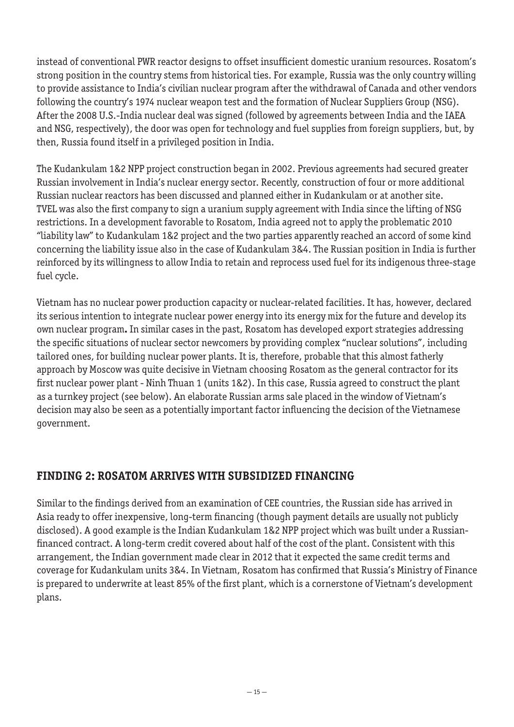instead of conventional PWR reactor designs to offset insufficient domestic uranium resources. Rosatom's strong position in the country stems from historical ties. For example, Russia was the only country willing to provide assistance to India's civilian nuclear program after the withdrawal of Canada and other vendors following the country's 1974 nuclear weapon test and the formation of Nuclear Suppliers Group (NSG). After the 2008 U.S.-India nuclear deal was signed (followed by agreements between India and the IAEA and NSG, respectively), the door was open for technology and fuel supplies from foreign suppliers, but, by then, Russia found itself in a privileged position in India.

The Kudankulam 1&2 NPP project construction began in 2002. Previous agreements had secured greater Russian involvement in India's nuclear energy sector. Recently, construction of four or more additional Russian nuclear reactors has been discussed and planned either in Kudankulam or at another site. TVEL was also the first company to sign a uranium supply agreement with India since the lifting of NSG restrictions. In a development favorable to Rosatom, India agreed not to apply the problematic 2010 "liability law" to Kudankulam 1&2 project and the two parties apparently reached an accord of some kind concerning the liability issue also in the case of Kudankulam 3&4. The Russian position in India is further reinforced by its willingness to allow India to retain and reprocess used fuel for its indigenous three-stage fuel cycle.

Vietnam has no nuclear power production capacity or nuclear-related facilities. It has, however, declared its serious intention to integrate nuclear power energy into its energy mix for the future and develop its own nuclear program**.** In similar cases in the past, Rosatom has developed export strategies addressing the specific situations of nuclear sector newcomers by providing complex "nuclear solutions", including tailored ones, for building nuclear power plants. It is, therefore, probable that this almost fatherly approach by Moscow was quite decisive in Vietnam choosing Rosatom as the general contractor for its first nuclear power plant - Ninh Thuan 1 (units 1&2). In this case, Russia agreed to construct the plant as a turnkey project (see below). An elaborate Russian arms sale placed in the window of Vietnam's decision may also be seen as a potentially important factor influencing the decision of the Vietnamese government.

## FINDING 2: ROSATOM ARRIVES WITH SUBSIDIZED FINANCING

Similar to the findings derived from an examination of CEE countries, the Russian side has arrived in Asia ready to offer inexpensive, long-term financing (though payment details are usually not publicly disclosed). A good example is the Indian Kudankulam 1&2 NPP project which was built under a Russian-financed contract. A long-term credit covered about half of the cost of the plant. Consistent with this arrangement, the Indian government made clear in 2012 that it expected the same credit terms and coverage for Kudankulam units 3&4. In Vietnam, Rosatom has confirmed that Russia's Ministry of Finance is prepared to underwrite at least 85% of the first plant, which is a cornerstone of Vietnam's development plans.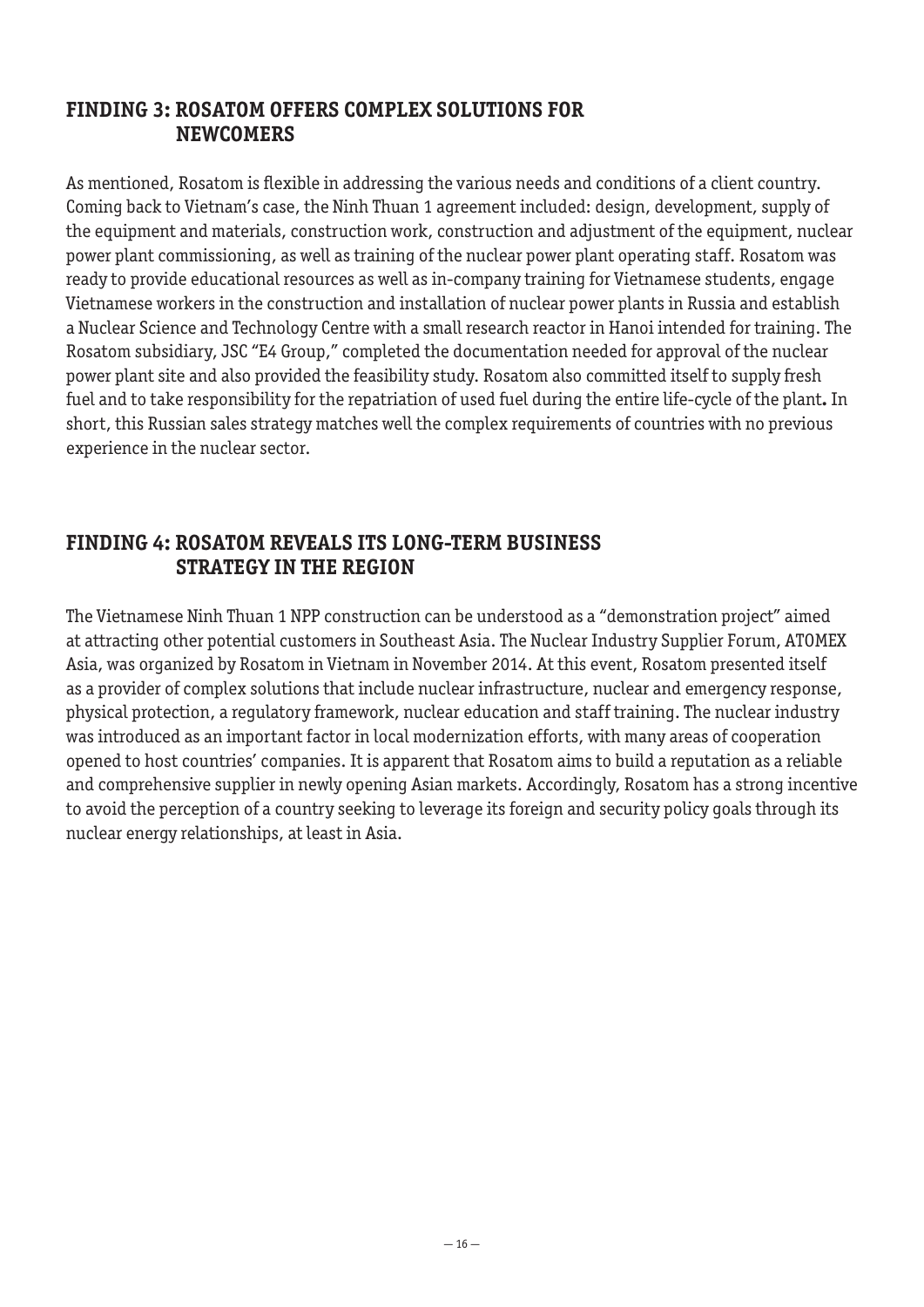## FINDING 3: ROSATOM OFFERS COMPLEX SOLUTIONS FOR NEWCOMERS

As mentioned, Rosatom is flexible in addressing the various needs and conditions of a client country. Coming back to Vietnam's case, the Ninh Thuan 1 agreement included: design, development, supply of the equipment and materials, construction work, construction and adjustment of the equipment, nuclear power plant commissioning, as well as training of the nuclear power plant operating staff. Rosatom was ready to provide educational resources as well as in-company training for Vietnamese students, engage Vietnamese workers in the construction and installation of nuclear power plants in Russia and establish a Nuclear Science and Technology Centre with a small research reactor in Hanoi intended for training. The Rosatom subsidiary, JSC "E4 Group," completed the documentation needed for approval of the nuclear power plant site and also provided the feasibility study. Rosatom also committed itself to supply fresh fuel and to take responsibility for the repatriation of used fuel during the entire life-cycle of the plant**.** In short, this Russian sales strategy matches well the complex requirements of countries with no previous experience in the nuclear sector.

## FINDING 4: ROSATOM REVEALS ITS LONG-TERM BUSINESS STRATEGY IN THE REGION

The Vietnamese Ninh Thuan 1 NPP construction can be understood as a "demonstration project" aimed at attracting other potential customers in Southeast Asia. The Nuclear Industry Supplier Forum, ATOMEX Asia, was organized by Rosatom in Vietnam in November 2014. At this event, Rosatom presented itself as a provider of complex solutions that include nuclear infrastructure, nuclear and emergency response, physical protection, a regulatory framework, nuclear education and staff training. The nuclear industry was introduced as an important factor in local modernization efforts, with many areas of cooperation opened to host countries' companies. It is apparent that Rosatom aims to build a reputation as a reliable and comprehensive supplier in newly opening Asian markets. Accordingly, Rosatom has a strong incentive to avoid the perception of a country seeking to leverage its foreign and security policy goals through its nuclear energy relationships, at least in Asia.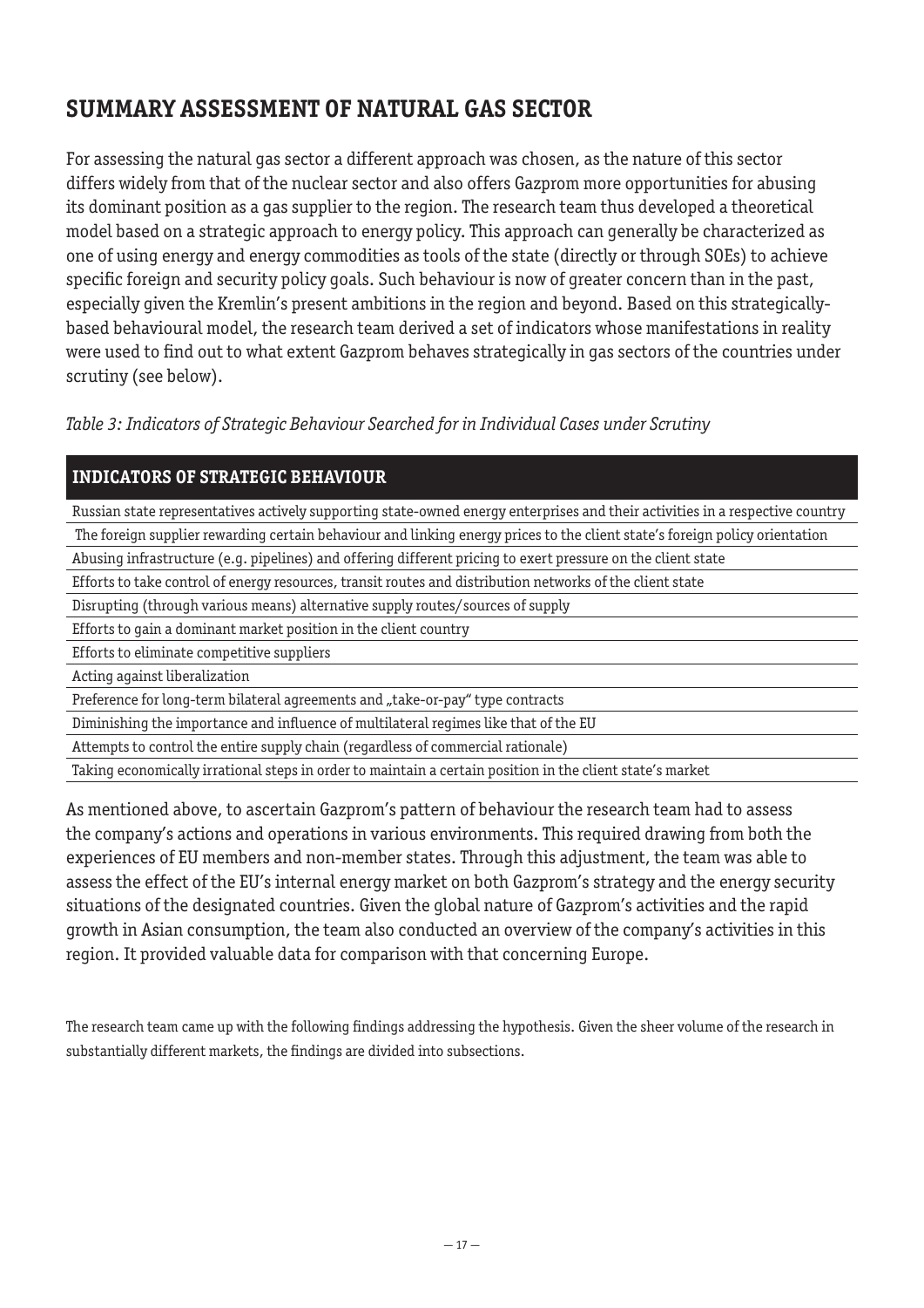## SUMMARY ASSESSMENT OF NATURAL GAS SECTOR

For assessing the natural gas sector a different approach was chosen, as the nature of this sector differs widely from that of the nuclear sector and also offers Gazprom more opportunities for abusing its dominant position as a gas supplier to the region. The research team thus developed a theoretical model based on a strategic approach to energy policy. This approach can generally be characterized as one of using energy and energy commodities as tools of the state (directly or through SOEs) to achieve specific foreign and security policy goals. Such behaviour is now of greater concern than in the past, especially given the Kremlin's present ambitions in the region and beyond. Based on this strategically-based behavioural model, the research team derived a set of indicators whose manifestations in reality were used to find out to what extent Gazprom behaves strategically in gas sectors of the countries under scrutiny (see below).

*Table 3: Indicators of Strategic Behaviour Searched for in Individual Cases under Scrutiny*

| INDICATORS OF STRATEGIC BEHAVIOUR |
|---|
| Russian state representatives actively supporting state-owned energy enterprises and their activities in a respective country |
| The foreign supplier rewarding certain behaviour and linking energy prices to the client state's foreign policy orientation |
| Abusing infrastructure (e.g. pipelines) and offering different pricing to exert pressure on the client state |
| Efforts to take control of energy resources, transit routes and distribution networks of the client state |
| Disrupting (through various means) alternative supply routes/sources of supply |
| Efforts to gain a dominant market position in the client country |
| Efforts to eliminate competitive suppliers |
| Acting against liberalization |
| Preference for long-term bilateral agreements and „take-or-pay" type contracts |
| Diminishing the importance and influence of multilateral regimes like that of the EU |
| Attempts to control the entire supply chain (regardless of commercial rationale) |
| Taking economically irrational steps in order to maintain a certain position in the client state's market |

As mentioned above, to ascertain Gazprom's pattern of behaviour the research team had to assess the company's actions and operations in various environments. This required drawing from both the experiences of EU members and non-member states. Through this adjustment, the team was able to assess the effect of the EU's internal energy market on both Gazprom's strategy and the energy security situations of the designated countries. Given the global nature of Gazprom's activities and the rapid growth in Asian consumption, the team also conducted an overview of the company's activities in this region. It provided valuable data for comparison with that concerning Europe.

The research team came up with the following findings addressing the hypothesis. Given the sheer volume of the research in substantially different markets, the findings are divided into subsections.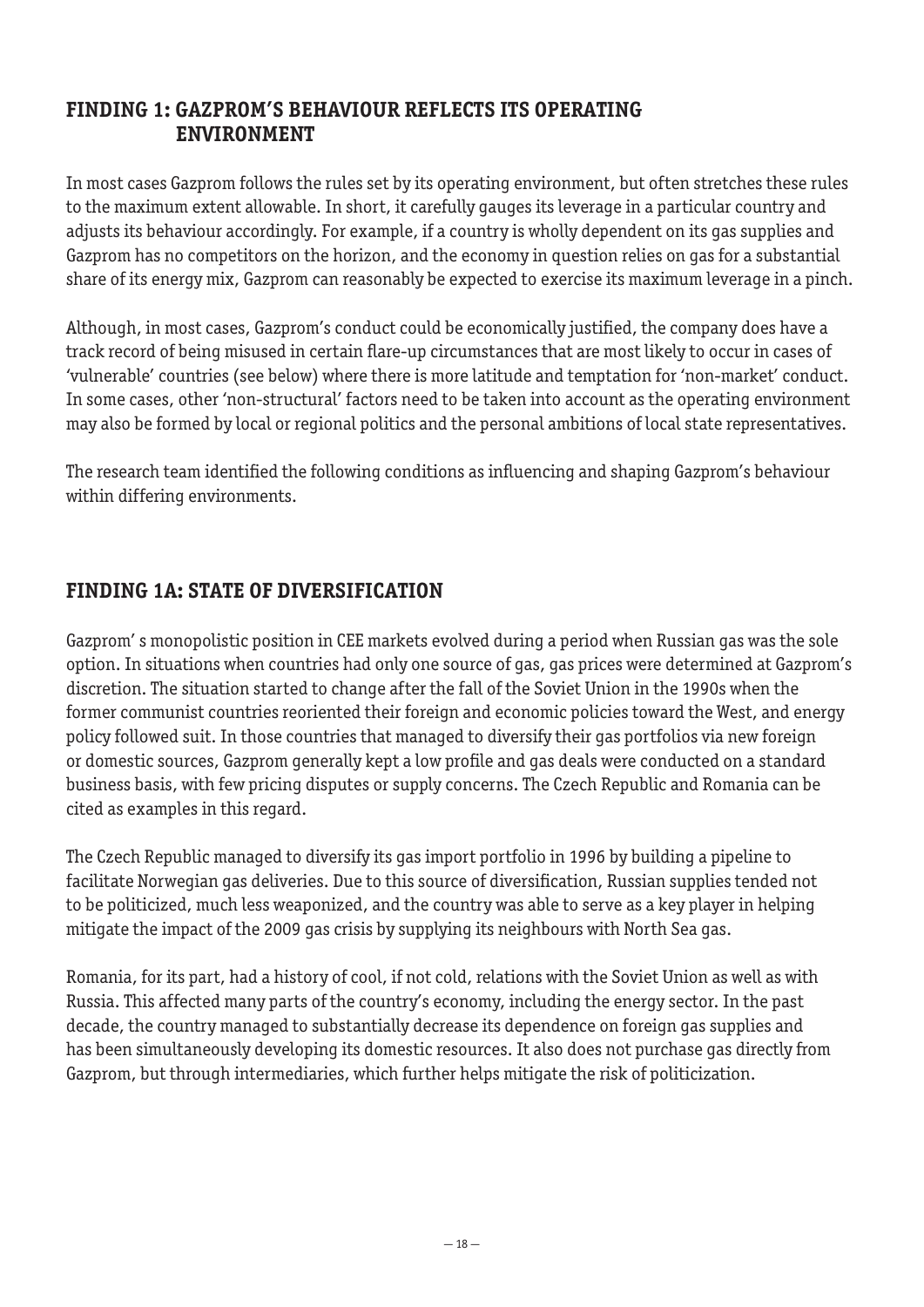## FINDING 1: GAZPROM'S BEHAVIOUR REFLECTS ITS OPERATING ENVIRONMENT

In most cases Gazprom follows the rules set by its operating environment, but often stretches these rules to the maximum extent allowable. In short, it carefully gauges its leverage in a particular country and adjusts its behaviour accordingly. For example, if a country is wholly dependent on its gas supplies and Gazprom has no competitors on the horizon, and the economy in question relies on gas for a substantial share of its energy mix, Gazprom can reasonably be expected to exercise its maximum leverage in a pinch.

Although, in most cases, Gazprom's conduct could be economically justified, the company does have a track record of being misused in certain flare-up circumstances that are most likely to occur in cases of 'vulnerable' countries (see below) where there is more latitude and temptation for 'non-market' conduct. In some cases, other 'non-structural' factors need to be taken into account as the operating environment may also be formed by local or regional politics and the personal ambitions of local state representatives.

The research team identified the following conditions as influencing and shaping Gazprom's behaviour within differing environments.

## FINDING 1A: STATE OF DIVERSIFICATION

Gazprom' s monopolistic position in CEE markets evolved during a period when Russian gas was the sole option. In situations when countries had only one source of gas, gas prices were determined at Gazprom's discretion. The situation started to change after the fall of the Soviet Union in the 1990s when the former communist countries reoriented their foreign and economic policies toward the West, and energy policy followed suit. In those countries that managed to diversify their gas portfolios via new foreign or domestic sources, Gazprom generally kept a low profile and gas deals were conducted on a standard business basis, with few pricing disputes or supply concerns. The Czech Republic and Romania can be cited as examples in this regard.

The Czech Republic managed to diversify its gas import portfolio in 1996 by building a pipeline to facilitate Norwegian gas deliveries. Due to this source of diversification, Russian supplies tended not to be politicized, much less weaponized, and the country was able to serve as a key player in helping mitigate the impact of the 2009 gas crisis by supplying its neighbours with North Sea gas.

Romania, for its part, had a history of cool, if not cold, relations with the Soviet Union as well as with Russia. This affected many parts of the country's economy, including the energy sector. In the past decade, the country managed to substantially decrease its dependence on foreign gas supplies and has been simultaneously developing its domestic resources. It also does not purchase gas directly from Gazprom, but through intermediaries, which further helps mitigate the risk of politicization.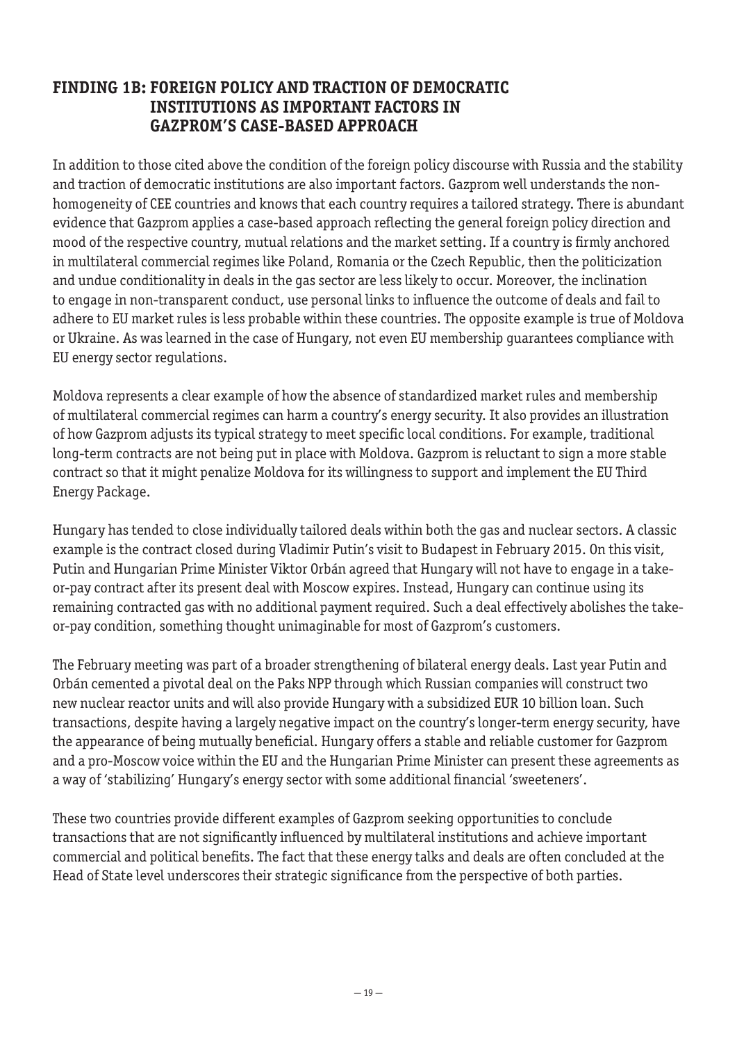## FINDING 1B: FOREIGN POLICY AND TRACTION OF DEMOCRATIC INSTITUTIONS AS IMPORTANT FACTORS IN GAZPROM'S CASE-BASED APPROACH

In addition to those cited above the condition of the foreign policy discourse with Russia and the stability and traction of democratic institutions are also important factors. Gazprom well understands the non-homogeneity of CEE countries and knows that each country requires a tailored strategy. There is abundant evidence that Gazprom applies a case-based approach reflecting the general foreign policy direction and mood of the respective country, mutual relations and the market setting. If a country is firmly anchored in multilateral commercial regimes like Poland, Romania or the Czech Republic, then the politicization and undue conditionality in deals in the gas sector are less likely to occur. Moreover, the inclination to engage in non-transparent conduct, use personal links to influence the outcome of deals and fail to adhere to EU market rules is less probable within these countries. The opposite example is true of Moldova or Ukraine. As was learned in the case of Hungary, not even EU membership guarantees compliance with EU energy sector regulations.

Moldova represents a clear example of how the absence of standardized market rules and membership of multilateral commercial regimes can harm a country's energy security. It also provides an illustration of how Gazprom adjusts its typical strategy to meet specific local conditions. For example, traditional long-term contracts are not being put in place with Moldova. Gazprom is reluctant to sign a more stable contract so that it might penalize Moldova for its willingness to support and implement the EU Third Energy Package.

Hungary has tended to close individually tailored deals within both the gas and nuclear sectors. A classic example is the contract closed during Vladimir Putin's visit to Budapest in February 2015. On this visit, Putin and Hungarian Prime Minister Viktor Orbán agreed that Hungary will not have to engage in a take-or-pay contract after its present deal with Moscow expires. Instead, Hungary can continue using its remaining contracted gas with no additional payment required. Such a deal effectively abolishes the take-or-pay condition, something thought unimaginable for most of Gazprom's customers.

The February meeting was part of a broader strengthening of bilateral energy deals. Last year Putin and Orbán cemented a pivotal deal on the Paks NPP through which Russian companies will construct two new nuclear reactor units and will also provide Hungary with a subsidized EUR 10 billion loan. Such transactions, despite having a largely negative impact on the country's longer-term energy security, have the appearance of being mutually beneficial. Hungary offers a stable and reliable customer for Gazprom and a pro-Moscow voice within the EU and the Hungarian Prime Minister can present these agreements as a way of 'stabilizing' Hungary's energy sector with some additional financial 'sweeteners'.

These two countries provide different examples of Gazprom seeking opportunities to conclude transactions that are not significantly influenced by multilateral institutions and achieve important commercial and political benefits. The fact that these energy talks and deals are often concluded at the Head of State level underscores their strategic significance from the perspective of both parties.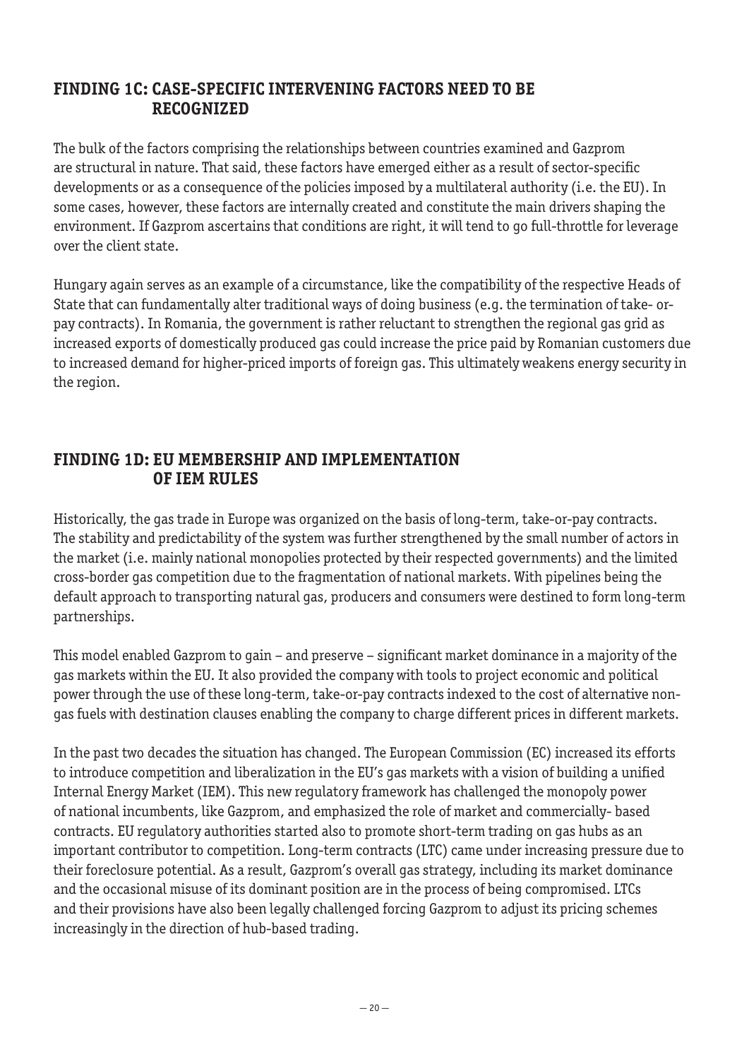## FINDING 1C: CASE-SPECIFIC INTERVENING FACTORS NEED TO BE RECOGNIZED

The bulk of the factors comprising the relationships between countries examined and Gazprom are structural in nature. That said, these factors have emerged either as a result of sector-specific developments or as a consequence of the policies imposed by a multilateral authority (i.e. the EU). In some cases, however, these factors are internally created and constitute the main drivers shaping the environment. If Gazprom ascertains that conditions are right, it will tend to go full-throttle for leverage over the client state.

Hungary again serves as an example of a circumstance, like the compatibility of the respective Heads of State that can fundamentally alter traditional ways of doing business (e.g. the termination of take- or-pay contracts). In Romania, the government is rather reluctant to strengthen the regional gas grid as increased exports of domestically produced gas could increase the price paid by Romanian customers due to increased demand for higher-priced imports of foreign gas. This ultimately weakens energy security in the region.

## FINDING 1D: EU MEMBERSHIP AND IMPLEMENTATION OF IEM RULES

Historically, the gas trade in Europe was organized on the basis of long-term, take-or-pay contracts. The stability and predictability of the system was further strengthened by the small number of actors in the market (i.e. mainly national monopolies protected by their respected governments) and the limited cross-border gas competition due to the fragmentation of national markets. With pipelines being the default approach to transporting natural gas, producers and consumers were destined to form long-term partnerships.

This model enabled Gazprom to gain – and preserve – significant market dominance in a majority of the gas markets within the EU. It also provided the company with tools to project economic and political power through the use of these long-term, take-or-pay contracts indexed to the cost of alternative non-gas fuels with destination clauses enabling the company to charge different prices in different markets.

In the past two decades the situation has changed. The European Commission (EC) increased its efforts to introduce competition and liberalization in the EU's gas markets with a vision of building a unified Internal Energy Market (IEM). This new regulatory framework has challenged the monopoly power of national incumbents, like Gazprom, and emphasized the role of market and commercially- based contracts. EU regulatory authorities started also to promote short-term trading on gas hubs as an important contributor to competition. Long-term contracts (LTC) came under increasing pressure due to their foreclosure potential. As a result, Gazprom's overall gas strategy, including its market dominance and the occasional misuse of its dominant position are in the process of being compromised. LTCs and their provisions have also been legally challenged forcing Gazprom to adjust its pricing schemes increasingly in the direction of hub-based trading.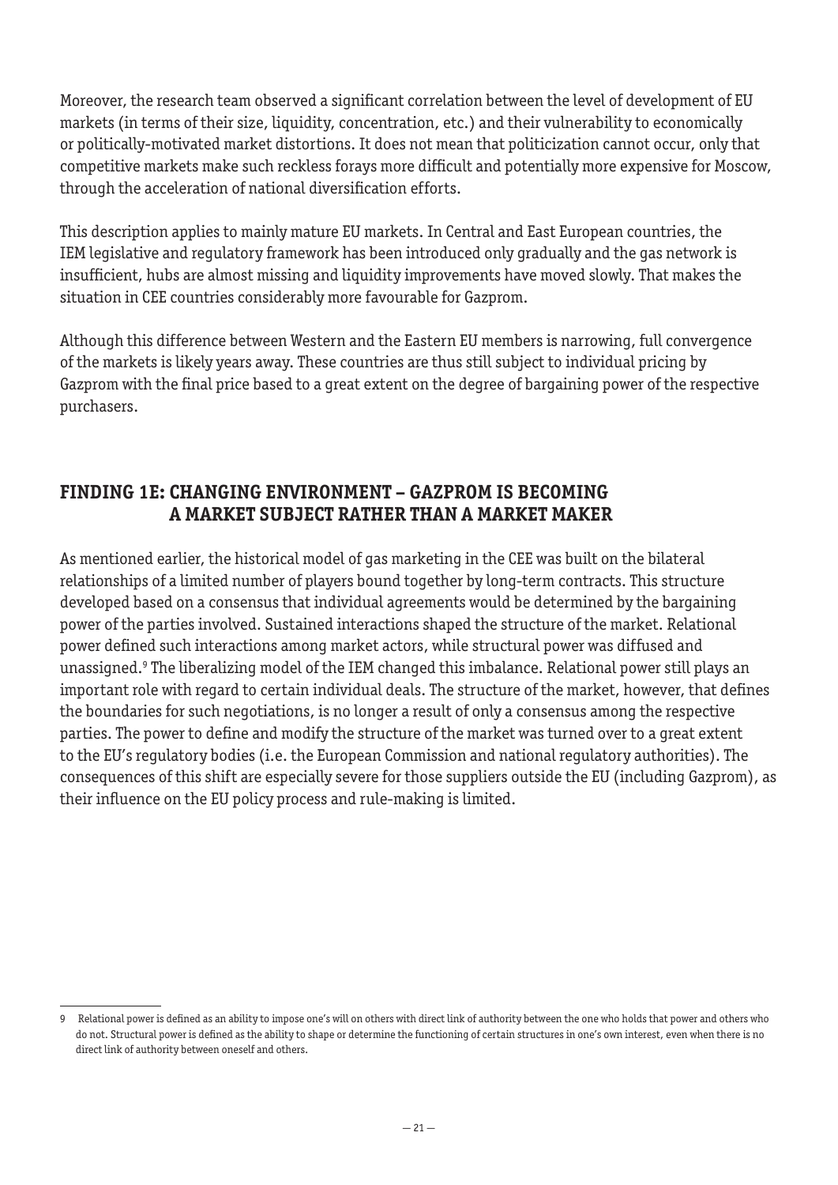Moreover, the research team observed a significant correlation between the level of development of EU markets (in terms of their size, liquidity, concentration, etc.) and their vulnerability to economically or politically-motivated market distortions. It does not mean that politicization cannot occur, only that competitive markets make such reckless forays more difficult and potentially more expensive for Moscow, through the acceleration of national diversification efforts.

This description applies to mainly mature EU markets. In Central and East European countries, the IEM legislative and regulatory framework has been introduced only gradually and the gas network is insufficient, hubs are almost missing and liquidity improvements have moved slowly. That makes the situation in CEE countries considerably more favourable for Gazprom.

Although this difference between Western and the Eastern EU members is narrowing, full convergence of the markets is likely years away. These countries are thus still subject to individual pricing by Gazprom with the final price based to a great extent on the degree of bargaining power of the respective purchasers.

## FINDING 1E: CHANGING ENVIRONMENT – GAZPROM IS BECOMING A MARKET SUBJECT RATHER THAN A MARKET MAKER

As mentioned earlier, the historical model of gas marketing in the CEE was built on the bilateral relationships of a limited number of players bound together by long-term contracts. This structure developed based on a consensus that individual agreements would be determined by the bargaining power of the parties involved. Sustained interactions shaped the structure of the market. Relational power defined such interactions among market actors, while structural power was diffused and unassigned.[9] The liberalizing model of the IEM changed this imbalance. Relational power still plays an important role with regard to certain individual deals. The structure of the market, however, that defines the boundaries for such negotiations, is no longer a result of only a consensus among the respective parties. The power to define and modify the structure of the market was turned over to a great extent to the EU's regulatory bodies (i.e. the European Commission and national regulatory authorities). The consequences of this shift are especially severe for those suppliers outside the EU (including Gazprom), as their influence on the EU policy process and rule-making is limited.

---

9 Relational power is defined as an ability to impose one's will on others with direct link of authority between the one who holds that power and others who do not. Structural power is defined as the ability to shape or determine the functioning of certain structures in one's own interest, even when there is no direct link of authority between oneself and others.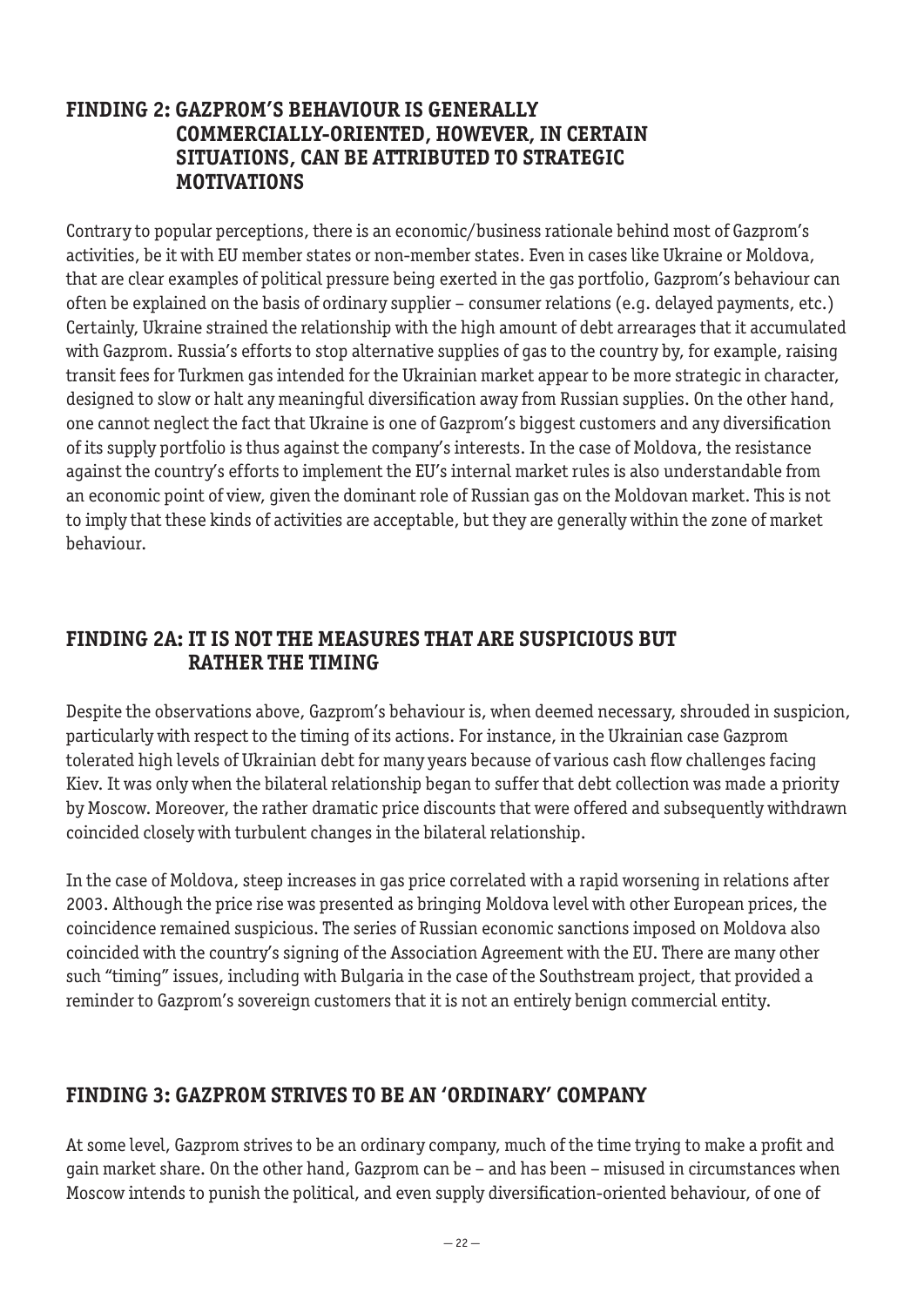## FINDING 2: GAZPROM'S BEHAVIOUR IS GENERALLY COMMERCIALLY-ORIENTED, HOWEVER, IN CERTAIN SITUATIONS, CAN BE ATTRIBUTED TO STRATEGIC MOTIVATIONS

Contrary to popular perceptions, there is an economic/business rationale behind most of Gazprom's activities, be it with EU member states or non-member states. Even in cases like Ukraine or Moldova, that are clear examples of political pressure being exerted in the gas portfolio, Gazprom's behaviour can often be explained on the basis of ordinary supplier – consumer relations (e.g. delayed payments, etc.) Certainly, Ukraine strained the relationship with the high amount of debt arrearages that it accumulated with Gazprom. Russia's efforts to stop alternative supplies of gas to the country by, for example, raising transit fees for Turkmen gas intended for the Ukrainian market appear to be more strategic in character, designed to slow or halt any meaningful diversification away from Russian supplies. On the other hand, one cannot neglect the fact that Ukraine is one of Gazprom's biggest customers and any diversification of its supply portfolio is thus against the company's interests. In the case of Moldova, the resistance against the country's efforts to implement the EU's internal market rules is also understandable from an economic point of view, given the dominant role of Russian gas on the Moldovan market. This is not to imply that these kinds of activities are acceptable, but they are generally within the zone of market behaviour.

## FINDING 2A: IT IS NOT THE MEASURES THAT ARE SUSPICIOUS BUT RATHER THE TIMING

Despite the observations above, Gazprom's behaviour is, when deemed necessary, shrouded in suspicion, particularly with respect to the timing of its actions. For instance, in the Ukrainian case Gazprom tolerated high levels of Ukrainian debt for many years because of various cash flow challenges facing Kiev. It was only when the bilateral relationship began to suffer that debt collection was made a priority by Moscow. Moreover, the rather dramatic price discounts that were offered and subsequently withdrawn coincided closely with turbulent changes in the bilateral relationship.

In the case of Moldova, steep increases in gas price correlated with a rapid worsening in relations after 2003. Although the price rise was presented as bringing Moldova level with other European prices, the coincidence remained suspicious. The series of Russian economic sanctions imposed on Moldova also coincided with the country's signing of the Association Agreement with the EU. There are many other such "timing" issues, including with Bulgaria in the case of the Southstream project, that provided a reminder to Gazprom's sovereign customers that it is not an entirely benign commercial entity.

## FINDING 3: GAZPROM STRIVES TO BE AN 'ORDINARY' COMPANY

At some level, Gazprom strives to be an ordinary company, much of the time trying to make a profit and gain market share. On the other hand, Gazprom can be – and has been – misused in circumstances when Moscow intends to punish the political, and even supply diversification-oriented behaviour, of one of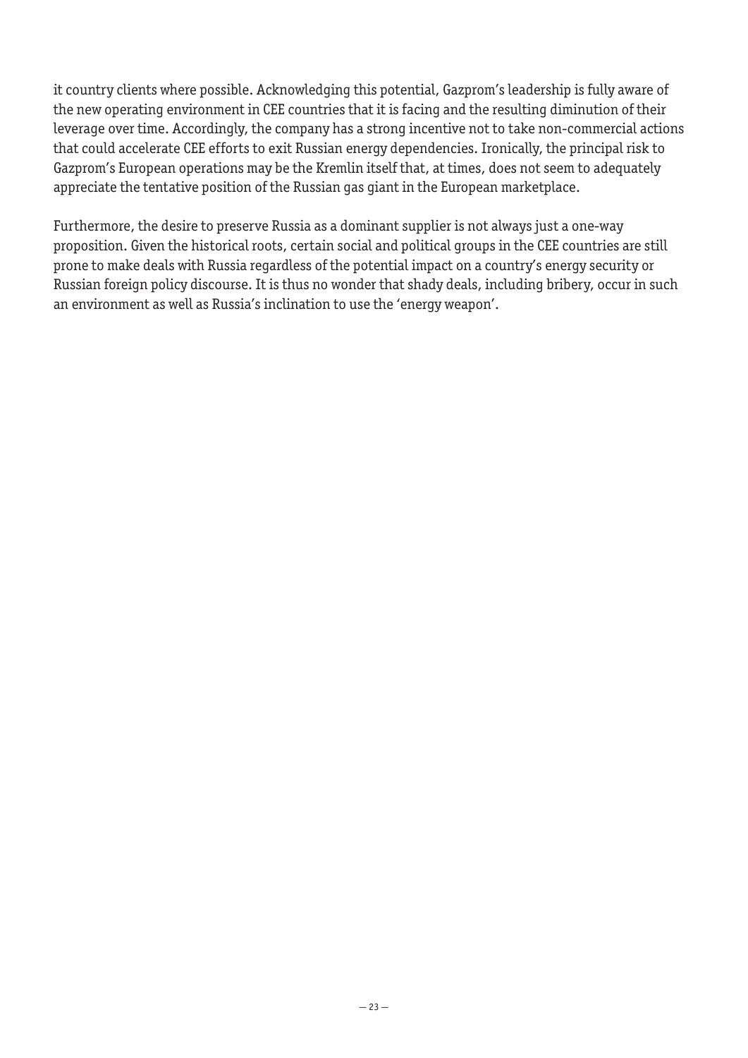it country clients where possible. Acknowledging this potential, Gazprom's leadership is fully aware of the new operating environment in CEE countries that it is facing and the resulting diminution of their leverage over time. Accordingly, the company has a strong incentive not to take non-commercial actions that could accelerate CEE efforts to exit Russian energy dependencies. Ironically, the principal risk to Gazprom's European operations may be the Kremlin itself that, at times, does not seem to adequately appreciate the tentative position of the Russian gas giant in the European marketplace.

Furthermore, the desire to preserve Russia as a dominant supplier is not always just a one-way proposition. Given the historical roots, certain social and political groups in the CEE countries are still prone to make deals with Russia regardless of the potential impact on a country's energy security or Russian foreign policy discourse. It is thus no wonder that shady deals, including bribery, occur in such an environment as well as Russia's inclination to use the 'energy weapon'.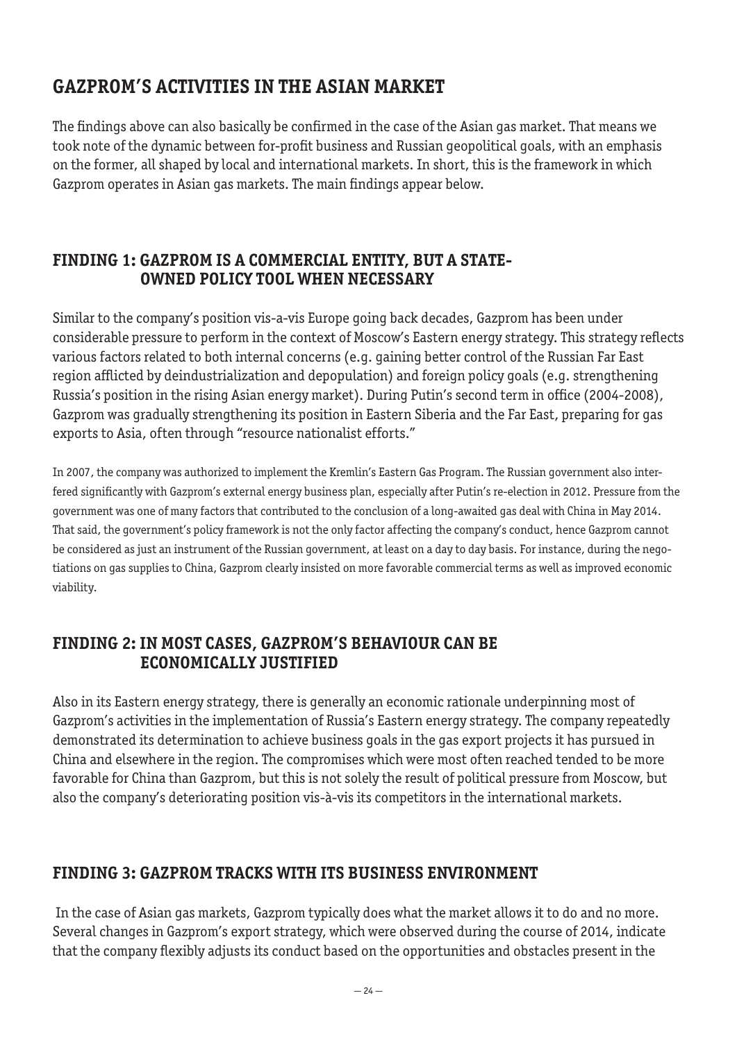# GAZPROM'S ACTIVITIES IN THE ASIAN MARKET

The findings above can also basically be confirmed in the case of the Asian gas market. That means we took note of the dynamic between for-profit business and Russian geopolitical goals, with an emphasis on the former, all shaped by local and international markets. In short, this is the framework in which Gazprom operates in Asian gas markets. The main findings appear below.

## FINDING 1: GAZPROM IS A COMMERCIAL ENTITY, BUT A STATE-OWNED POLICY TOOL WHEN NECESSARY

Similar to the company's position vis-a-vis Europe going back decades, Gazprom has been under considerable pressure to perform in the context of Moscow's Eastern energy strategy. This strategy reflects various factors related to both internal concerns (e.g. gaining better control of the Russian Far East region afflicted by deindustrialization and depopulation) and foreign policy goals (e.g. strengthening Russia's position in the rising Asian energy market). During Putin's second term in office (2004-2008), Gazprom was gradually strengthening its position in Eastern Siberia and the Far East, preparing for gas exports to Asia, often through "resource nationalist efforts."

In 2007, the company was authorized to implement the Kremlin's Eastern Gas Program. The Russian government also interfered significantly with Gazprom's external energy business plan, especially after Putin's re-election in 2012. Pressure from the government was one of many factors that contributed to the conclusion of a long-awaited gas deal with China in May 2014. That said, the government's policy framework is not the only factor affecting the company's conduct, hence Gazprom cannot be considered as just an instrument of the Russian government, at least on a day to day basis. For instance, during the negotiations on gas supplies to China, Gazprom clearly insisted on more favorable commercial terms as well as improved economic viability.

## FINDING 2: IN MOST CASES, GAZPROM'S BEHAVIOUR CAN BE ECONOMICALLY JUSTIFIED

Also in its Eastern energy strategy, there is generally an economic rationale underpinning most of Gazprom's activities in the implementation of Russia's Eastern energy strategy. The company repeatedly demonstrated its determination to achieve business goals in the gas export projects it has pursued in China and elsewhere in the region. The compromises which were most often reached tended to be more favorable for China than Gazprom, but this is not solely the result of political pressure from Moscow, but also the company's deteriorating position vis-à-vis its competitors in the international markets.

## FINDING 3: GAZPROM TRACKS WITH ITS BUSINESS ENVIRONMENT

In the case of Asian gas markets, Gazprom typically does what the market allows it to do and no more. Several changes in Gazprom's export strategy, which were observed during the course of 2014, indicate that the company flexibly adjusts its conduct based on the opportunities and obstacles present in the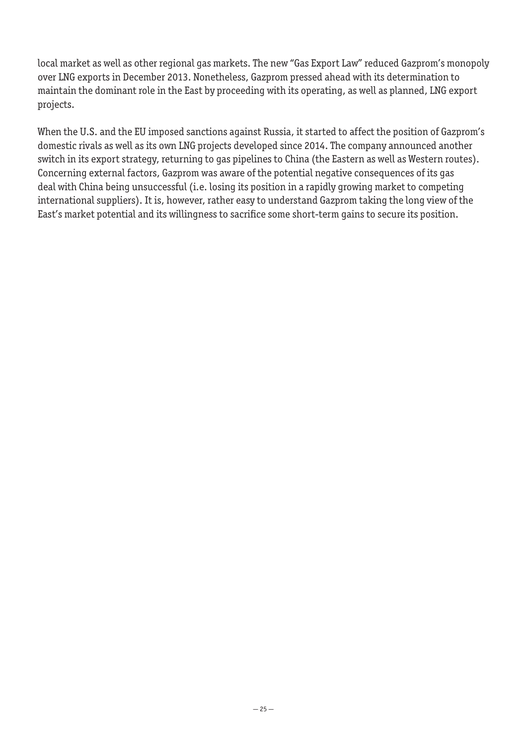local market as well as other regional gas markets. The new "Gas Export Law" reduced Gazprom's monopoly over LNG exports in December 2013. Nonetheless, Gazprom pressed ahead with its determination to maintain the dominant role in the East by proceeding with its operating, as well as planned, LNG export projects.

When the U.S. and the EU imposed sanctions against Russia, it started to affect the position of Gazprom's domestic rivals as well as its own LNG projects developed since 2014. The company announced another switch in its export strategy, returning to gas pipelines to China (the Eastern as well as Western routes). Concerning external factors, Gazprom was aware of the potential negative consequences of its gas deal with China being unsuccessful (i.e. losing its position in a rapidly growing market to competing international suppliers). It is, however, rather easy to understand Gazprom taking the long view of the East's market potential and its willingness to sacrifice some short-term gains to secure its position.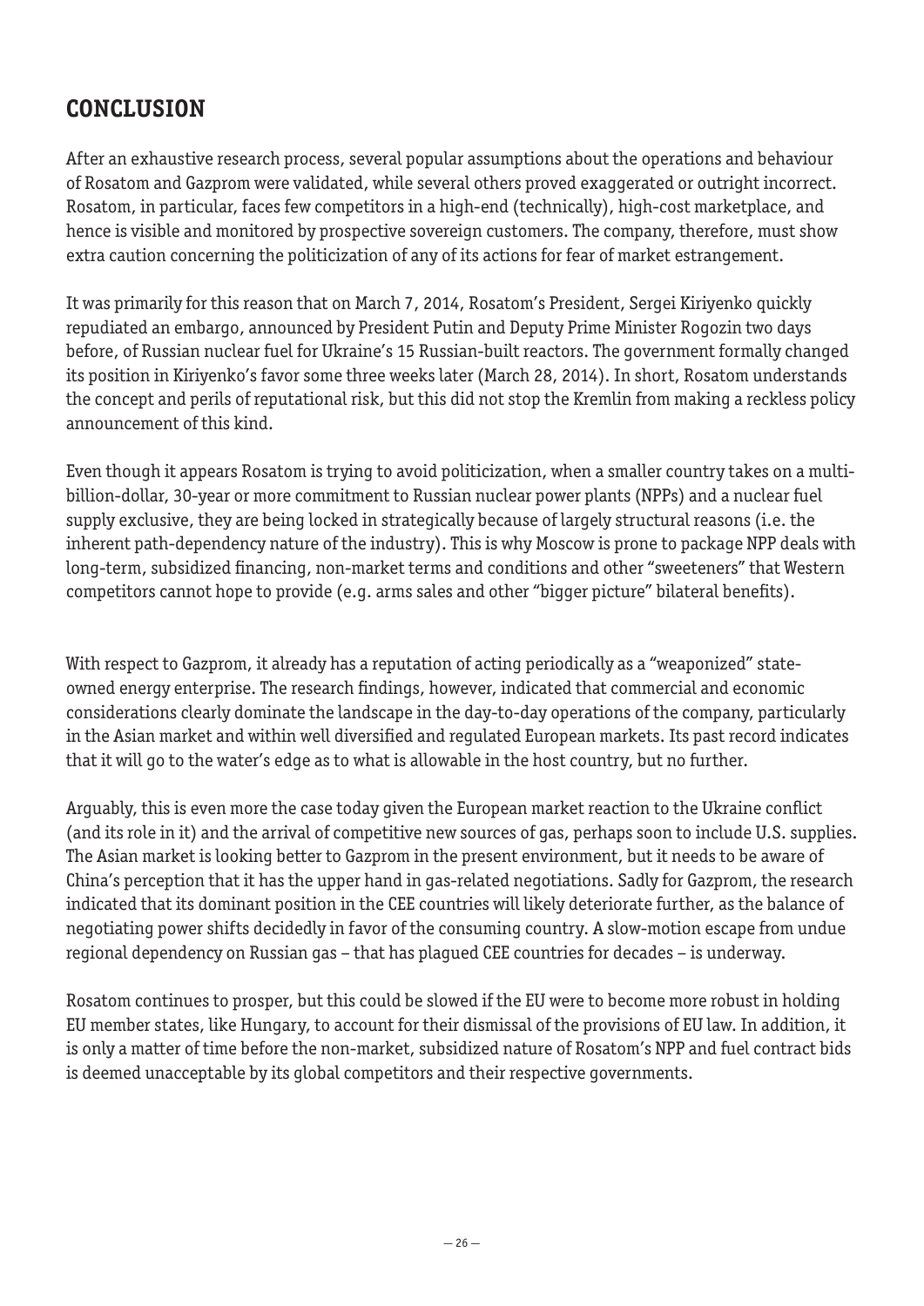## CONCLUSION

After an exhaustive research process, several popular assumptions about the operations and behaviour of Rosatom and Gazprom were validated, while several others proved exaggerated or outright incorrect. Rosatom, in particular, faces few competitors in a high-end (technically), high-cost marketplace, and hence is visible and monitored by prospective sovereign customers. The company, therefore, must show extra caution concerning the politicization of any of its actions for fear of market estrangement.

It was primarily for this reason that on March 7, 2014, Rosatom's President, Sergei Kiriyenko quickly repudiated an embargo, announced by President Putin and Deputy Prime Minister Rogozin two days before, of Russian nuclear fuel for Ukraine's 15 Russian-built reactors. The government formally changed its position in Kiriyenko's favor some three weeks later (March 28, 2014). In short, Rosatom understands the concept and perils of reputational risk, but this did not stop the Kremlin from making a reckless policy announcement of this kind.

Even though it appears Rosatom is trying to avoid politicization, when a smaller country takes on a multi-billion-dollar, 30-year or more commitment to Russian nuclear power plants (NPPs) and a nuclear fuel supply exclusive, they are being locked in strategically because of largely structural reasons (i.e. the inherent path-dependency nature of the industry). This is why Moscow is prone to package NPP deals with long-term, subsidized financing, non-market terms and conditions and other "sweeteners" that Western competitors cannot hope to provide (e.g. arms sales and other "bigger picture" bilateral benefits).

With respect to Gazprom, it already has a reputation of acting periodically as a "weaponized" state-owned energy enterprise. The research findings, however, indicated that commercial and economic considerations clearly dominate the landscape in the day-to-day operations of the company, particularly in the Asian market and within well diversified and regulated European markets. Its past record indicates that it will go to the water's edge as to what is allowable in the host country, but no further.

Arguably, this is even more the case today given the European market reaction to the Ukraine conflict (and its role in it) and the arrival of competitive new sources of gas, perhaps soon to include U.S. supplies. The Asian market is looking better to Gazprom in the present environment, but it needs to be aware of China's perception that it has the upper hand in gas-related negotiations. Sadly for Gazprom, the research indicated that its dominant position in the CEE countries will likely deteriorate further, as the balance of negotiating power shifts decidedly in favor of the consuming country. A slow-motion escape from undue regional dependency on Russian gas – that has plagued CEE countries for decades – is underway.

Rosatom continues to prosper, but this could be slowed if the EU were to become more robust in holding EU member states, like Hungary, to account for their dismissal of the provisions of EU law. In addition, it is only a matter of time before the non-market, subsidized nature of Rosatom's NPP and fuel contract bids is deemed unacceptable by its global competitors and their respective governments.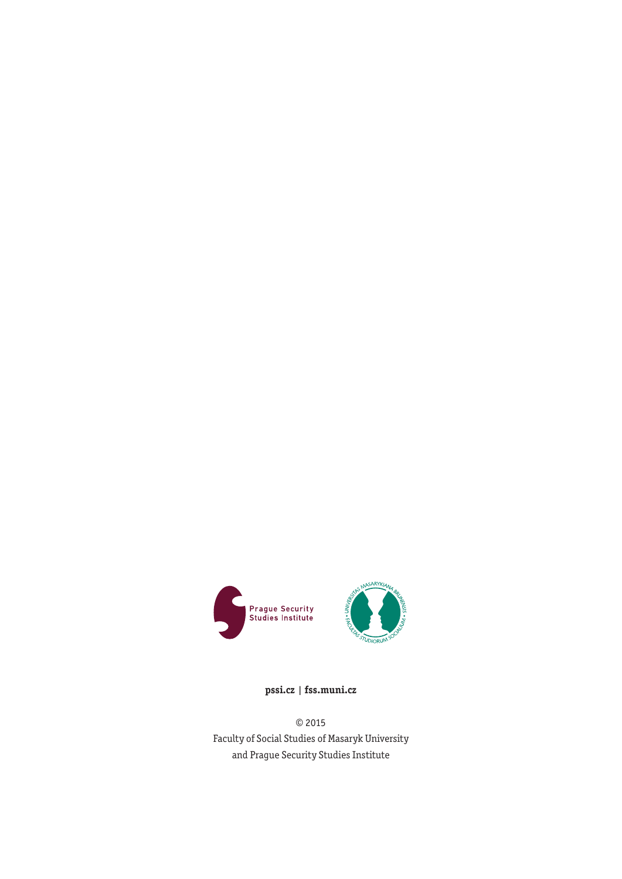Prague Security Studies Institute

UNIVERSITAS MASARYKIANA BRUNENSIS • FACULTAS STUDIORUM SOCIALIUM •

**pssi.cz | fss.muni.cz**

© 2015
Faculty of Social Studies of Masaryk University
and Prague Security Studies Institute